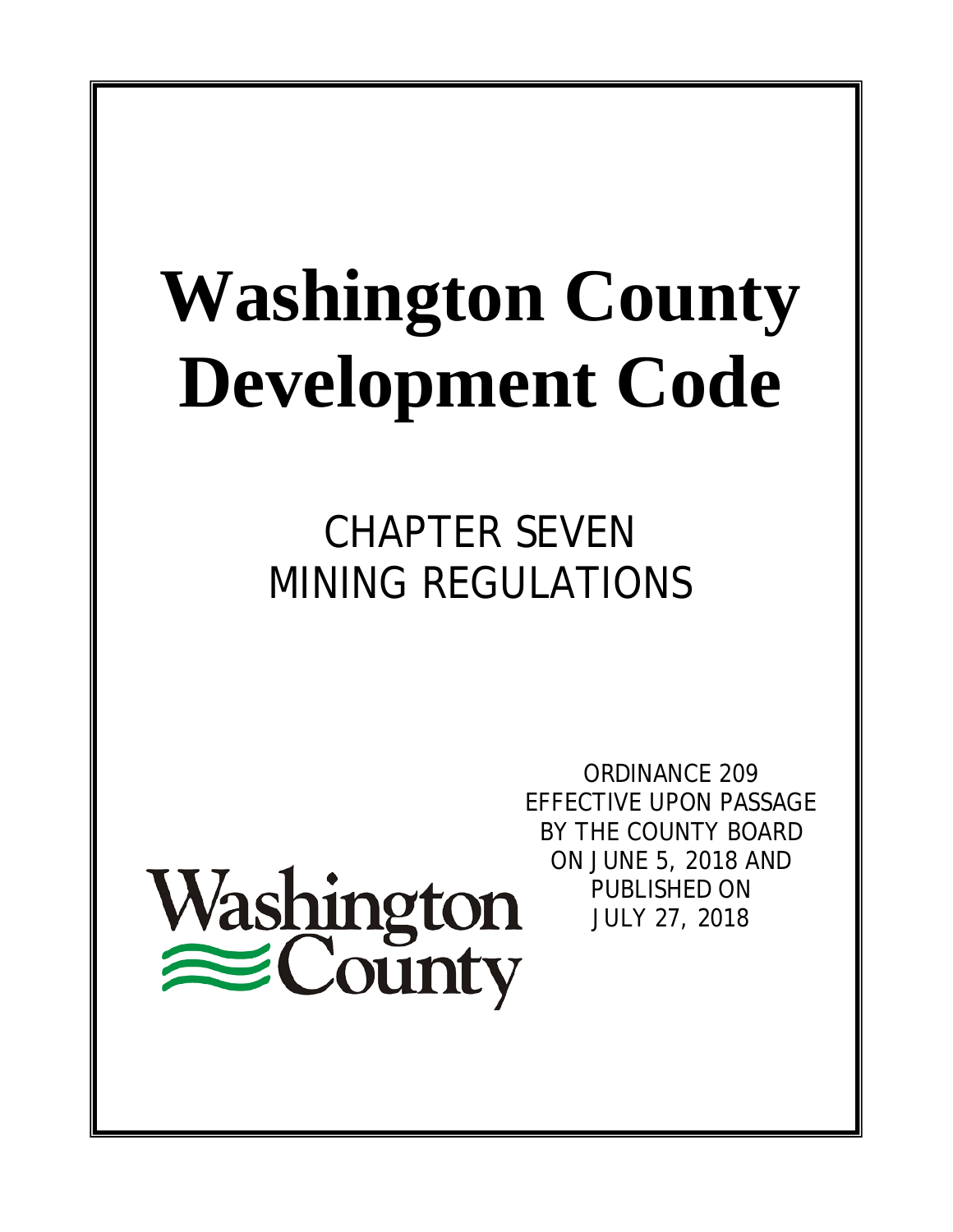# Washington County Development Code

## CHAPTER SEVEN
## MINING REGULATIONS

ORDINANCE 209
EFFECTIVE UPON PASSAGE
BY THE COUNTY BOARD
ON JUNE 5, 2018 AND
PUBLISHED ON
JULY 27, 2018

Washington County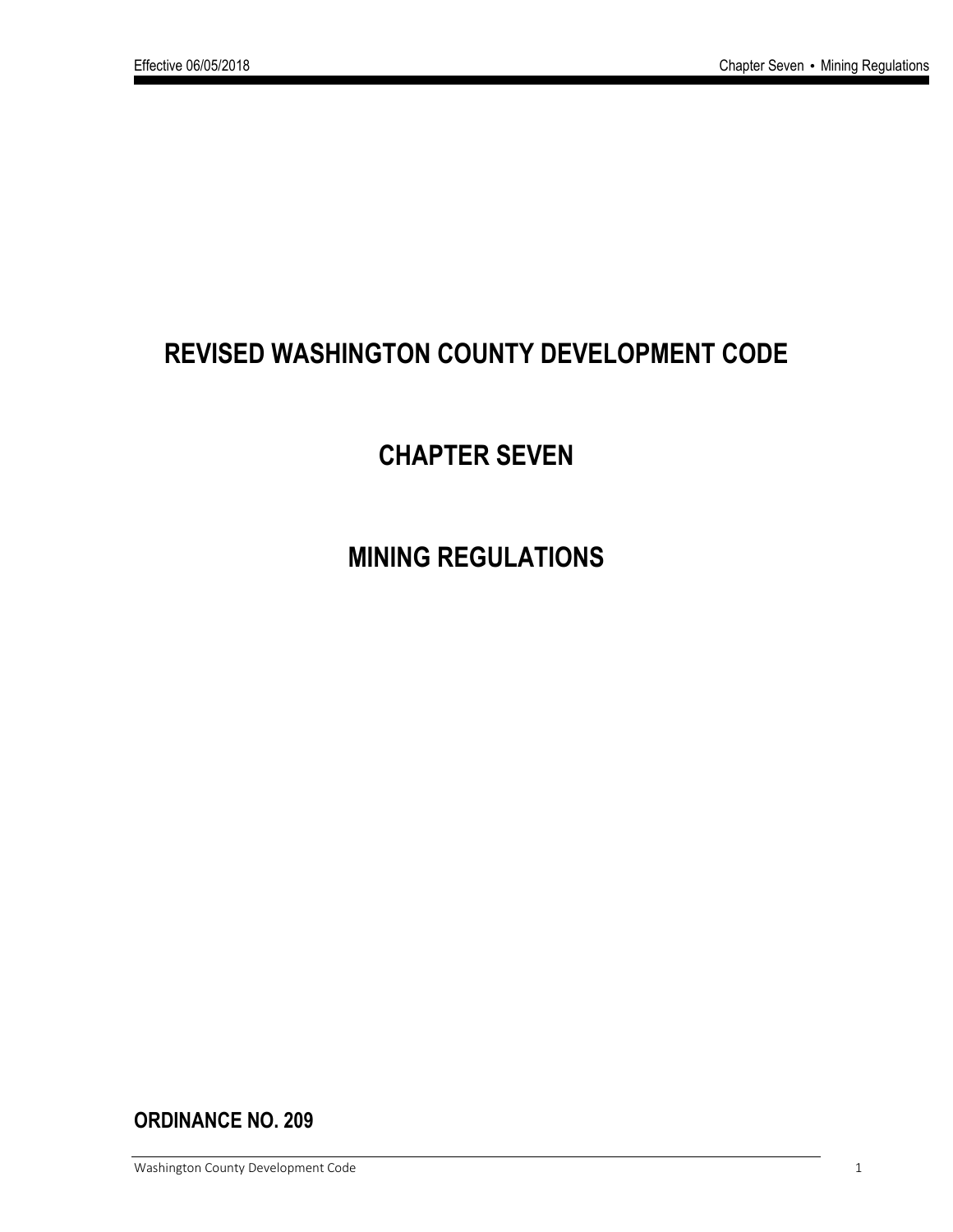# REVISED WASHINGTON COUNTY DEVELOPMENT CODE

# CHAPTER SEVEN

# MINING REGULATIONS

**ORDINANCE NO. 209**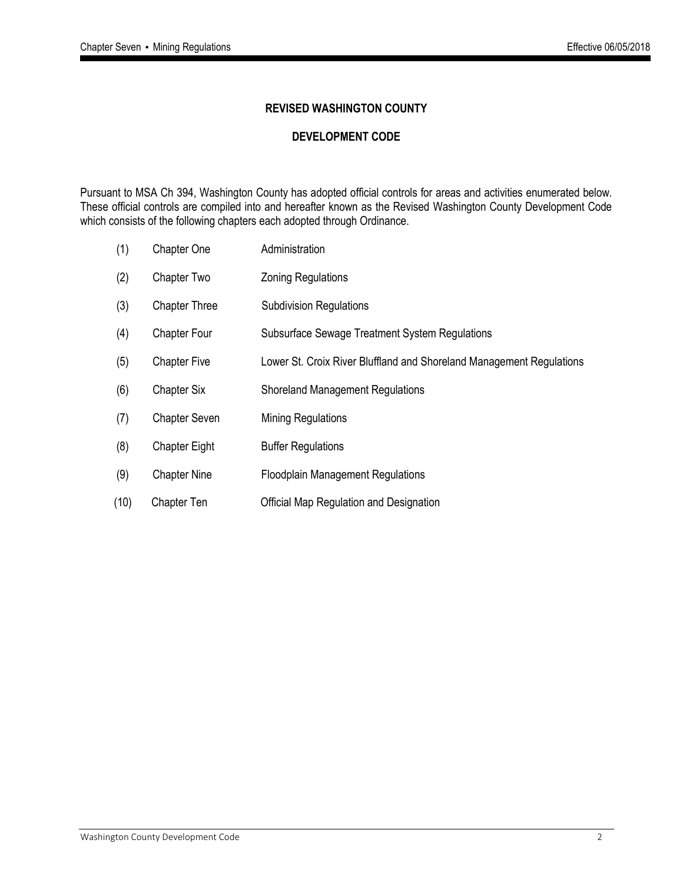## REVISED WASHINGTON COUNTY

## DEVELOPMENT CODE

Pursuant to MSA Ch 394, Washington County has adopted official controls for areas and activities enumerated below. These official controls are compiled into and hereafter known as the Revised Washington County Development Code which consists of the following chapters each adopted through Ordinance.

| | | |
|---|---|---|
| (1) | Chapter One | Administration |
| (2) | Chapter Two | Zoning Regulations |
| (3) | Chapter Three | Subdivision Regulations |
| (4) | Chapter Four | Subsurface Sewage Treatment System Regulations |
| (5) | Chapter Five | Lower St. Croix River Bluffland and Shoreland Management Regulations |
| (6) | Chapter Six | Shoreland Management Regulations |
| (7) | Chapter Seven | Mining Regulations |
| (8) | Chapter Eight | Buffer Regulations |
| (9) | Chapter Nine | Floodplain Management Regulations |
| (10) | Chapter Ten | Official Map Regulation and Designation |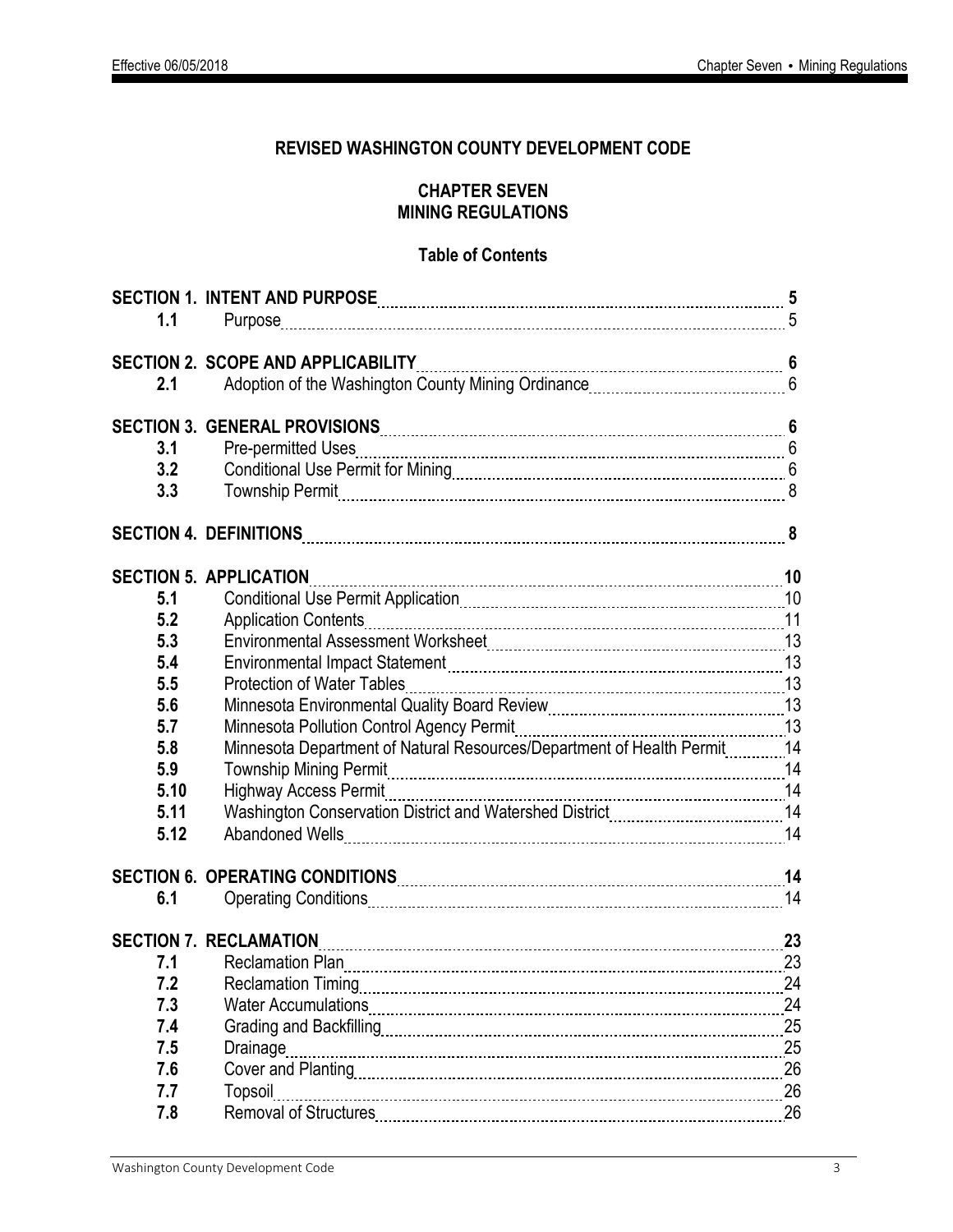**REVISED WASHINGTON COUNTY DEVELOPMENT CODE**

**CHAPTER SEVEN**
**MINING REGULATIONS**

**Table of Contents**

| | | |
|---|---|---|
| **SECTION 1. INTENT AND PURPOSE** | | **5** |
| **1.1** | Purpose | 5 |
| **SECTION 2. SCOPE AND APPLICABILITY** | | **6** |
| **2.1** | Adoption of the Washington County Mining Ordinance | 6 |
| **SECTION 3. GENERAL PROVISIONS** | | **6** |
| **3.1** | Pre-permitted Uses | 6 |
| **3.2** | Conditional Use Permit for Mining | 6 |
| **3.3** | Township Permit | 8 |
| **SECTION 4. DEFINITIONS** | | **8** |
| **SECTION 5. APPLICATION** | | **10** |
| **5.1** | Conditional Use Permit Application | 10 |
| **5.2** | Application Contents | 11 |
| **5.3** | Environmental Assessment Worksheet | 13 |
| **5.4** | Environmental Impact Statement | 13 |
| **5.5** | Protection of Water Tables | 13 |
| **5.6** | Minnesota Environmental Quality Board Review | 13 |
| **5.7** | Minnesota Pollution Control Agency Permit | 13 |
| **5.8** | Minnesota Department of Natural Resources/Department of Health Permit | 14 |
| **5.9** | Township Mining Permit | 14 |
| **5.10** | Highway Access Permit | 14 |
| **5.11** | Washington Conservation District and Watershed District | 14 |
| **5.12** | Abandoned Wells | 14 |
| **SECTION 6. OPERATING CONDITIONS** | | **14** |
| **6.1** | Operating Conditions | 14 |
| **SECTION 7. RECLAMATION** | | **23** |
| **7.1** | Reclamation Plan | 23 |
| **7.2** | Reclamation Timing | 24 |
| **7.3** | Water Accumulations | 24 |
| **7.4** | Grading and Backfilling | 25 |
| **7.5** | Drainage | 25 |
| **7.6** | Cover and Planting | 26 |
| **7.7** | Topsoil | 26 |
| **7.8** | Removal of Structures | 26 |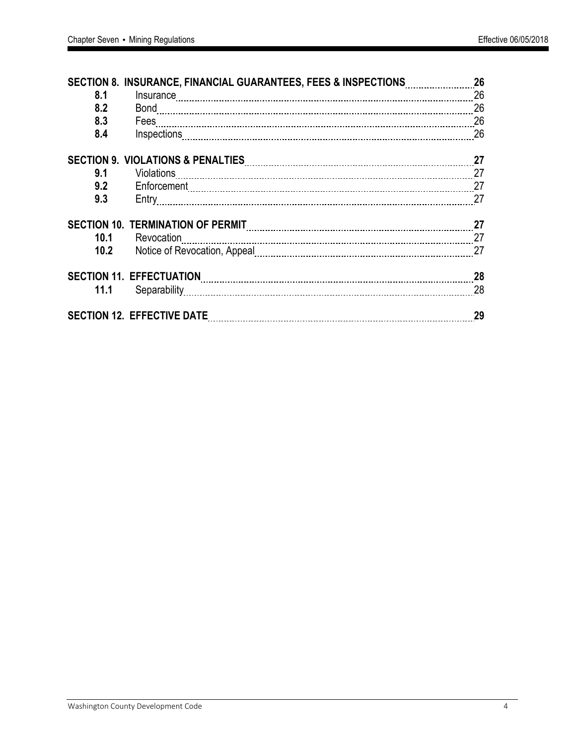| | | |
|---|---|---|
| **SECTION 8. INSURANCE, FINANCIAL GUARANTEES, FEES & INSPECTIONS** | | **26** |
| **8.1** | Insurance | 26 |
| **8.2** | Bond | 26 |
| **8.3** | Fees | 26 |
| **8.4** | Inspections | 26 |
| **SECTION 9. VIOLATIONS & PENALTIES** | | **27** |
| **9.1** | Violations | 27 |
| **9.2** | Enforcement | 27 |
| **9.3** | Entry | 27 |
| **SECTION 10. TERMINATION OF PERMIT** | | **27** |
| **10.1** | Revocation | 27 |
| **10.2** | Notice of Revocation, Appeal | 27 |
| **SECTION 11. EFFECTUATION** | | **28** |
| **11.1** | Separability | 28 |
| **SECTION 12. EFFECTIVE DATE** | | **29** |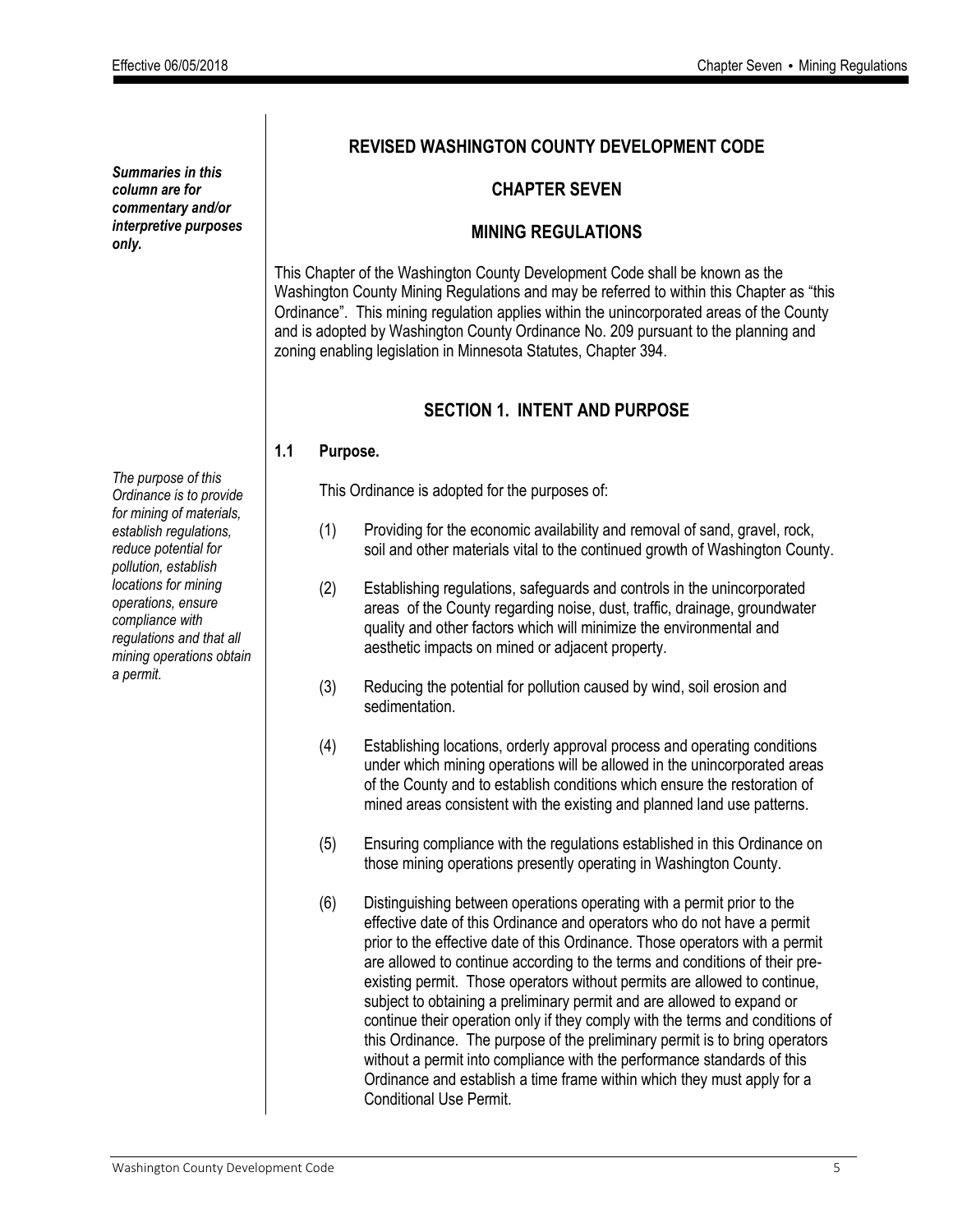*Summaries in this column are for commentary and/or interpretive purposes only.*

# REVISED WASHINGTON COUNTY DEVELOPMENT CODE

## CHAPTER SEVEN

## MINING REGULATIONS

This Chapter of the Washington County Development Code shall be known as the Washington County Mining Regulations and may be referred to within this Chapter as "this Ordinance". This mining regulation applies within the unincorporated areas of the County and is adopted by Washington County Ordinance No. 209 pursuant to the planning and zoning enabling legislation in Minnesota Statutes, Chapter 394.

## SECTION 1. INTENT AND PURPOSE

### 1.1 Purpose.

*The purpose of this Ordinance is to provide for mining of materials, establish regulations, reduce potential for pollution, establish locations for mining operations, ensure compliance with regulations and that all mining operations obtain a permit.*

This Ordinance is adopted for the purposes of:

(1) Providing for the economic availability and removal of sand, gravel, rock, soil and other materials vital to the continued growth of Washington County.

(2) Establishing regulations, safeguards and controls in the unincorporated areas of the County regarding noise, dust, traffic, drainage, groundwater quality and other factors which will minimize the environmental and aesthetic impacts on mined or adjacent property.

(3) Reducing the potential for pollution caused by wind, soil erosion and sedimentation.

(4) Establishing locations, orderly approval process and operating conditions under which mining operations will be allowed in the unincorporated areas of the County and to establish conditions which ensure the restoration of mined areas consistent with the existing and planned land use patterns.

(5) Ensuring compliance with the regulations established in this Ordinance on those mining operations presently operating in Washington County.

(6) Distinguishing between operations operating with a permit prior to the effective date of this Ordinance and operators who do not have a permit prior to the effective date of this Ordinance. Those operators with a permit are allowed to continue according to the terms and conditions of their pre-existing permit. Those operators without permits are allowed to continue, subject to obtaining a preliminary permit and are allowed to expand or continue their operation only if they comply with the terms and conditions of this Ordinance. The purpose of the preliminary permit is to bring operators without a permit into compliance with the performance standards of this Ordinance and establish a time frame within which they must apply for a Conditional Use Permit.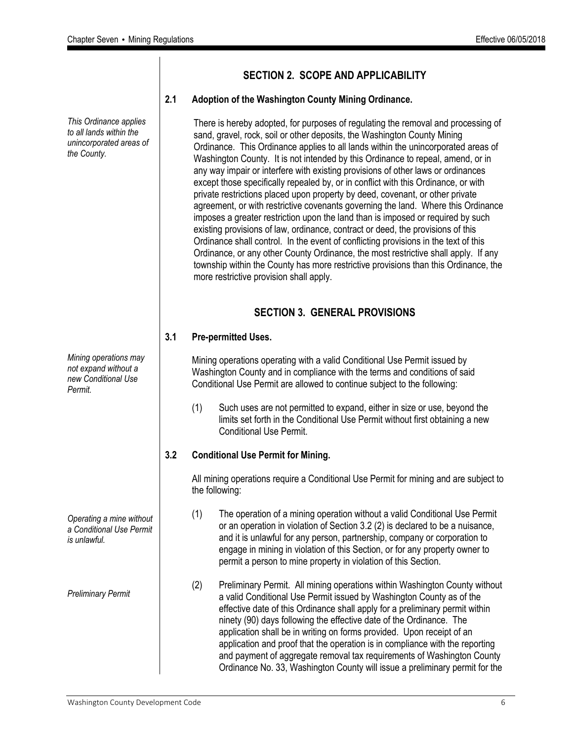## SECTION 2. SCOPE AND APPLICABILITY

### 2.1 Adoption of the Washington County Mining Ordinance.

*This Ordinance applies to all lands within the unincorporated areas of the County.*

There is hereby adopted, for purposes of regulating the removal and processing of sand, gravel, rock, soil or other deposits, the Washington County Mining Ordinance. This Ordinance applies to all lands within the unincorporated areas of Washington County. It is not intended by this Ordinance to repeal, amend, or in any way impair or interfere with existing provisions of other laws or ordinances except those specifically repealed by, or in conflict with this Ordinance, or with private restrictions placed upon property by deed, covenant, or other private agreement, or with restrictive covenants governing the land. Where this Ordinance imposes a greater restriction upon the land than is imposed or required by such existing provisions of law, ordinance, contract or deed, the provisions of this Ordinance shall control. In the event of conflicting provisions in the text of this Ordinance, or any other County Ordinance, the most restrictive shall apply. If any township within the County has more restrictive provisions than this Ordinance, the more restrictive provision shall apply.

## SECTION 3. GENERAL PROVISIONS

### 3.1 Pre-permitted Uses.

*Mining operations may not expand without a new Conditional Use Permit.*

Mining operations operating with a valid Conditional Use Permit issued by Washington County and in compliance with the terms and conditions of said Conditional Use Permit are allowed to continue subject to the following:

(1) Such uses are not permitted to expand, either in size or use, beyond the limits set forth in the Conditional Use Permit without first obtaining a new Conditional Use Permit.

### 3.2 Conditional Use Permit for Mining.

All mining operations require a Conditional Use Permit for mining and are subject to the following:

*Operating a mine without a Conditional Use Permit is unlawful.*

(1) The operation of a mining operation without a valid Conditional Use Permit or an operation in violation of Section 3.2 (2) is declared to be a nuisance, and it is unlawful for any person, partnership, company or corporation to engage in mining in violation of this Section, or for any property owner to permit a person to mine property in violation of this Section.

*Preliminary Permit*

(2) Preliminary Permit. All mining operations within Washington County without a valid Conditional Use Permit issued by Washington County as of the effective date of this Ordinance shall apply for a preliminary permit within ninety (90) days following the effective date of the Ordinance. The application shall be in writing on forms provided. Upon receipt of an application and proof that the operation is in compliance with the reporting and payment of aggregate removal tax requirements of Washington County Ordinance No. 33, Washington County will issue a preliminary permit for the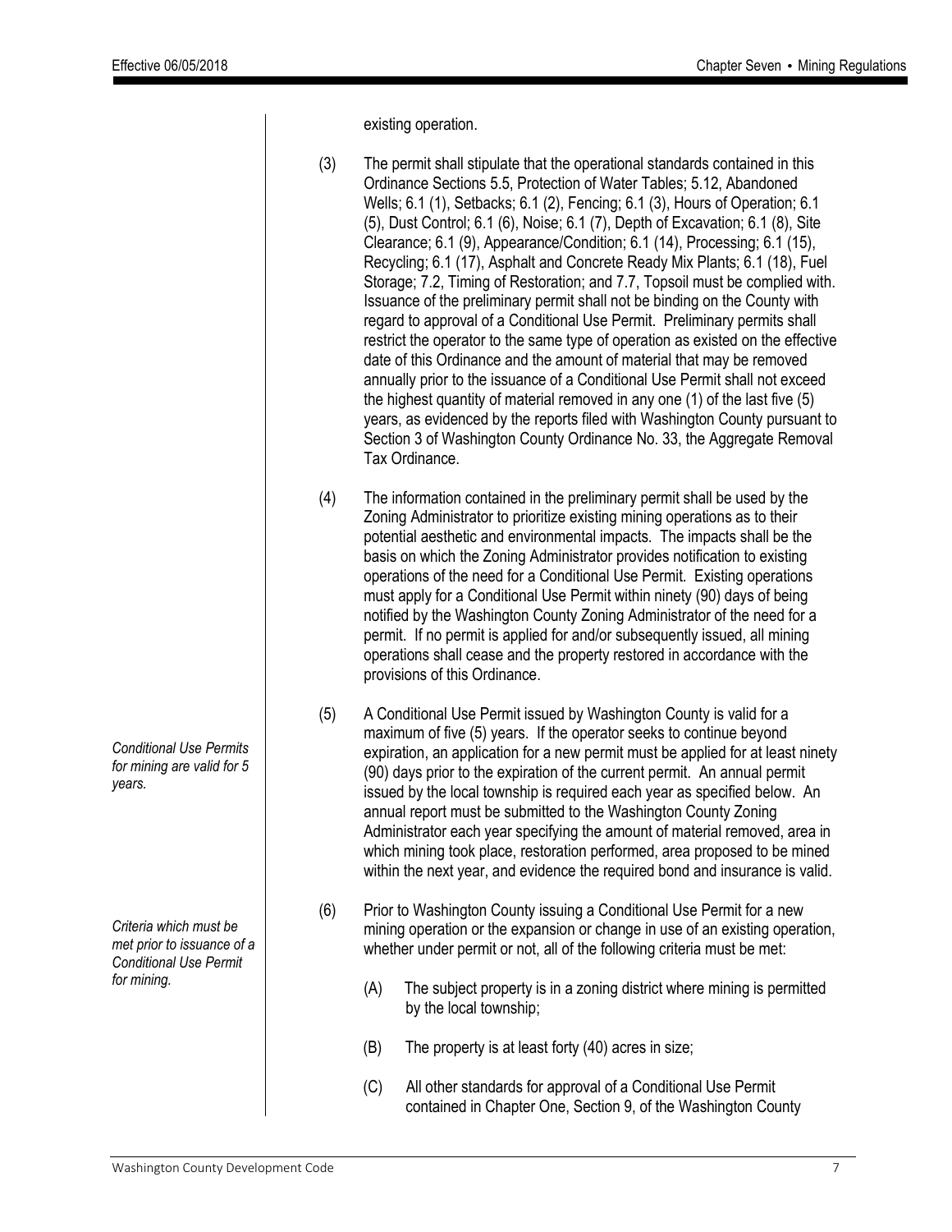existing operation.

(3) The permit shall stipulate that the operational standards contained in this Ordinance Sections 5.5, Protection of Water Tables; 5.12, Abandoned Wells; 6.1 (1), Setbacks; 6.1 (2), Fencing; 6.1 (3), Hours of Operation; 6.1 (5), Dust Control; 6.1 (6), Noise; 6.1 (7), Depth of Excavation; 6.1 (8), Site Clearance; 6.1 (9), Appearance/Condition; 6.1 (14), Processing; 6.1 (15), Recycling; 6.1 (17), Asphalt and Concrete Ready Mix Plants; 6.1 (18), Fuel Storage; 7.2, Timing of Restoration; and 7.7, Topsoil must be complied with. Issuance of the preliminary permit shall not be binding on the County with regard to approval of a Conditional Use Permit. Preliminary permits shall restrict the operator to the same type of operation as existed on the effective date of this Ordinance and the amount of material that may be removed annually prior to the issuance of a Conditional Use Permit shall not exceed the highest quantity of material removed in any one (1) of the last five (5) years, as evidenced by the reports filed with Washington County pursuant to Section 3 of Washington County Ordinance No. 33, the Aggregate Removal Tax Ordinance.

(4) The information contained in the preliminary permit shall be used by the Zoning Administrator to prioritize existing mining operations as to their potential aesthetic and environmental impacts. The impacts shall be the basis on which the Zoning Administrator provides notification to existing operations of the need for a Conditional Use Permit. Existing operations must apply for a Conditional Use Permit within ninety (90) days of being notified by the Washington County Zoning Administrator of the need for a permit. If no permit is applied for and/or subsequently issued, all mining operations shall cease and the property restored in accordance with the provisions of this Ordinance.

*Conditional Use Permits for mining are valid for 5 years.*

(5) A Conditional Use Permit issued by Washington County is valid for a maximum of five (5) years. If the operator seeks to continue beyond expiration, an application for a new permit must be applied for at least ninety (90) days prior to the expiration of the current permit. An annual permit issued by the local township is required each year as specified below. An annual report must be submitted to the Washington County Zoning Administrator each year specifying the amount of material removed, area in which mining took place, restoration performed, area proposed to be mined within the next year, and evidence the required bond and insurance is valid.

*Criteria which must be met prior to issuance of a Conditional Use Permit for mining.*

(6) Prior to Washington County issuing a Conditional Use Permit for a new mining operation or the expansion or change in use of an existing operation, whether under permit or not, all of the following criteria must be met:

(A) The subject property is in a zoning district where mining is permitted by the local township;

(B) The property is at least forty (40) acres in size;

(C) All other standards for approval of a Conditional Use Permit contained in Chapter One, Section 9, of the Washington County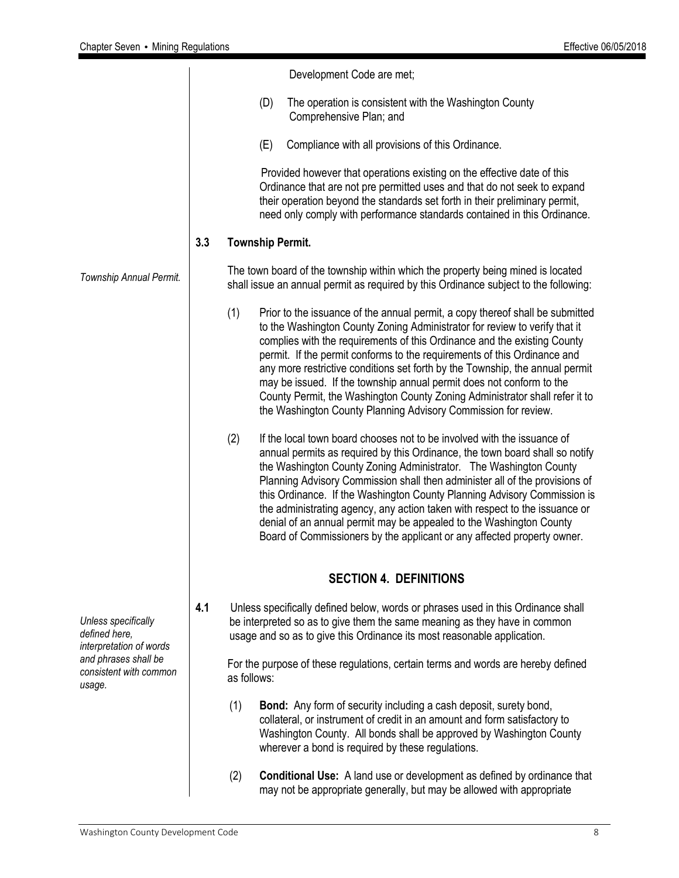Development Code are met;

(D) The operation is consistent with the Washington County Comprehensive Plan; and

(E) Compliance with all provisions of this Ordinance.

Provided however that operations existing on the effective date of this Ordinance that are not pre permitted uses and that do not seek to expand their operation beyond the standards set forth in their preliminary permit, need only comply with performance standards contained in this Ordinance.

**3.3 Township Permit.**

*Township Annual Permit.*

The town board of the township within which the property being mined is located shall issue an annual permit as required by this Ordinance subject to the following:

(1) Prior to the issuance of the annual permit, a copy thereof shall be submitted to the Washington County Zoning Administrator for review to verify that it complies with the requirements of this Ordinance and the existing County permit. If the permit conforms to the requirements of this Ordinance and any more restrictive conditions set forth by the Township, the annual permit may be issued. If the township annual permit does not conform to the County Permit, the Washington County Zoning Administrator shall refer it to the Washington County Planning Advisory Commission for review.

(2) If the local town board chooses not to be involved with the issuance of annual permits as required by this Ordinance, the town board shall so notify the Washington County Zoning Administrator. The Washington County Planning Advisory Commission shall then administer all of the provisions of this Ordinance. If the Washington County Planning Advisory Commission is the administrating agency, any action taken with respect to the issuance or denial of an annual permit may be appealed to the Washington County Board of Commissioners by the applicant or any affected property owner.

## SECTION 4. DEFINITIONS

*Unless specifically defined here, interpretation of words and phrases shall be consistent with common usage.*

**4.1** Unless specifically defined below, words or phrases used in this Ordinance shall be interpreted so as to give them the same meaning as they have in common usage and so as to give this Ordinance its most reasonable application.

For the purpose of these regulations, certain terms and words are hereby defined as follows:

(1) **Bond:** Any form of security including a cash deposit, surety bond, collateral, or instrument of credit in an amount and form satisfactory to Washington County. All bonds shall be approved by Washington County wherever a bond is required by these regulations.

(2) **Conditional Use:** A land use or development as defined by ordinance that may not be appropriate generally, but may be allowed with appropriate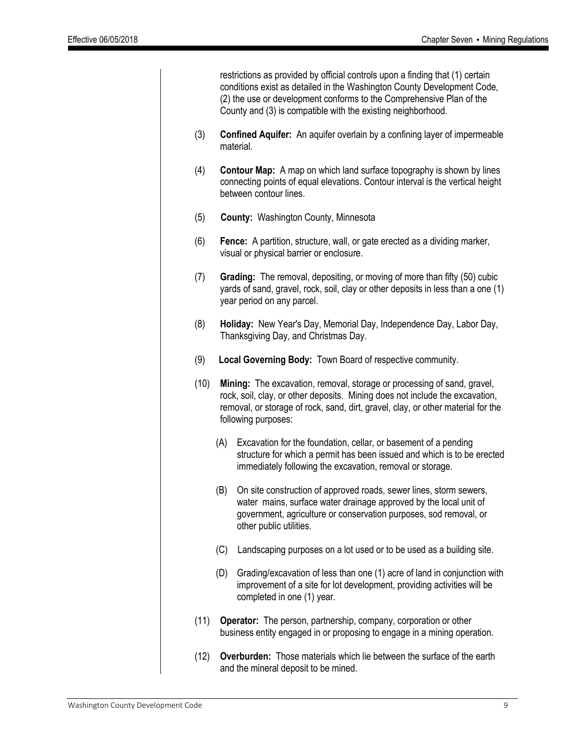restrictions as provided by official controls upon a finding that (1) certain conditions exist as detailed in the Washington County Development Code, (2) the use or development conforms to the Comprehensive Plan of the County and (3) is compatible with the existing neighborhood.

(3) **Confined Aquifer:** An aquifer overlain by a confining layer of impermeable material.

(4) **Contour Map:** A map on which land surface topography is shown by lines connecting points of equal elevations. Contour interval is the vertical height between contour lines.

(5) **County:** Washington County, Minnesota

(6) **Fence:** A partition, structure, wall, or gate erected as a dividing marker, visual or physical barrier or enclosure.

(7) **Grading:** The removal, depositing, or moving of more than fifty (50) cubic yards of sand, gravel, rock, soil, clay or other deposits in less than a one (1) year period on any parcel.

(8) **Holiday:** New Year's Day, Memorial Day, Independence Day, Labor Day, Thanksgiving Day, and Christmas Day.

(9) **Local Governing Body:** Town Board of respective community.

(10) **Mining:** The excavation, removal, storage or processing of sand, gravel, rock, soil, clay, or other deposits. Mining does not include the excavation, removal, or storage of rock, sand, dirt, gravel, clay, or other material for the following purposes:

   (A) Excavation for the foundation, cellar, or basement of a pending structure for which a permit has been issued and which is to be erected immediately following the excavation, removal or storage.

   (B) On site construction of approved roads, sewer lines, storm sewers, water mains, surface water drainage approved by the local unit of government, agriculture or conservation purposes, sod removal, or other public utilities.

   (C) Landscaping purposes on a lot used or to be used as a building site.

   (D) Grading/excavation of less than one (1) acre of land in conjunction with improvement of a site for lot development, providing activities will be completed in one (1) year.

(11) **Operator:** The person, partnership, company, corporation or other business entity engaged in or proposing to engage in a mining operation.

(12) **Overburden:** Those materials which lie between the surface of the earth and the mineral deposit to be mined.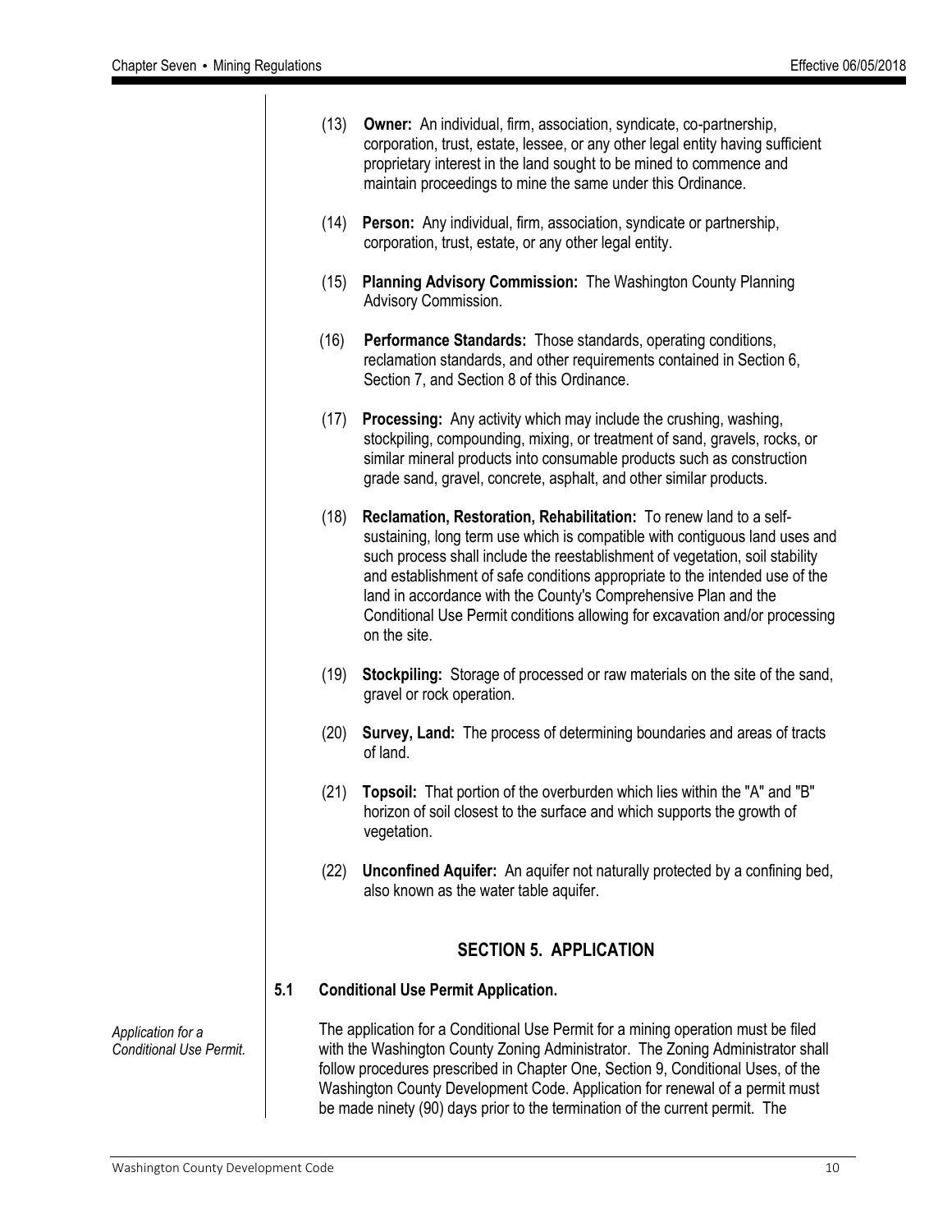(13) **Owner:** An individual, firm, association, syndicate, co-partnership, corporation, trust, estate, lessee, or any other legal entity having sufficient proprietary interest in the land sought to be mined to commence and maintain proceedings to mine the same under this Ordinance.

(14) **Person:** Any individual, firm, association, syndicate or partnership, corporation, trust, estate, or any other legal entity.

(15) **Planning Advisory Commission:** The Washington County Planning Advisory Commission.

(16) **Performance Standards:** Those standards, operating conditions, reclamation standards, and other requirements contained in Section 6, Section 7, and Section 8 of this Ordinance.

(17) **Processing:** Any activity which may include the crushing, washing, stockpiling, compounding, mixing, or treatment of sand, gravels, rocks, or similar mineral products into consumable products such as construction grade sand, gravel, concrete, asphalt, and other similar products.

(18) **Reclamation, Restoration, Rehabilitation:** To renew land to a self-sustaining, long term use which is compatible with contiguous land uses and such process shall include the reestablishment of vegetation, soil stability and establishment of safe conditions appropriate to the intended use of the land in accordance with the County's Comprehensive Plan and the Conditional Use Permit conditions allowing for excavation and/or processing on the site.

(19) **Stockpiling:** Storage of processed or raw materials on the site of the sand, gravel or rock operation.

(20) **Survey, Land:** The process of determining boundaries and areas of tracts of land.

(21) **Topsoil:** That portion of the overburden which lies within the "A" and "B" horizon of soil closest to the surface and which supports the growth of vegetation.

(22) **Unconfined Aquifer:** An aquifer not naturally protected by a confining bed, also known as the water table aquifer.

## SECTION 5. APPLICATION

### 5.1 Conditional Use Permit Application.

*Application for a Conditional Use Permit.*

The application for a Conditional Use Permit for a mining operation must be filed with the Washington County Zoning Administrator. The Zoning Administrator shall follow procedures prescribed in Chapter One, Section 9, Conditional Uses, of the Washington County Development Code. Application for renewal of a permit must be made ninety (90) days prior to the termination of the current permit. The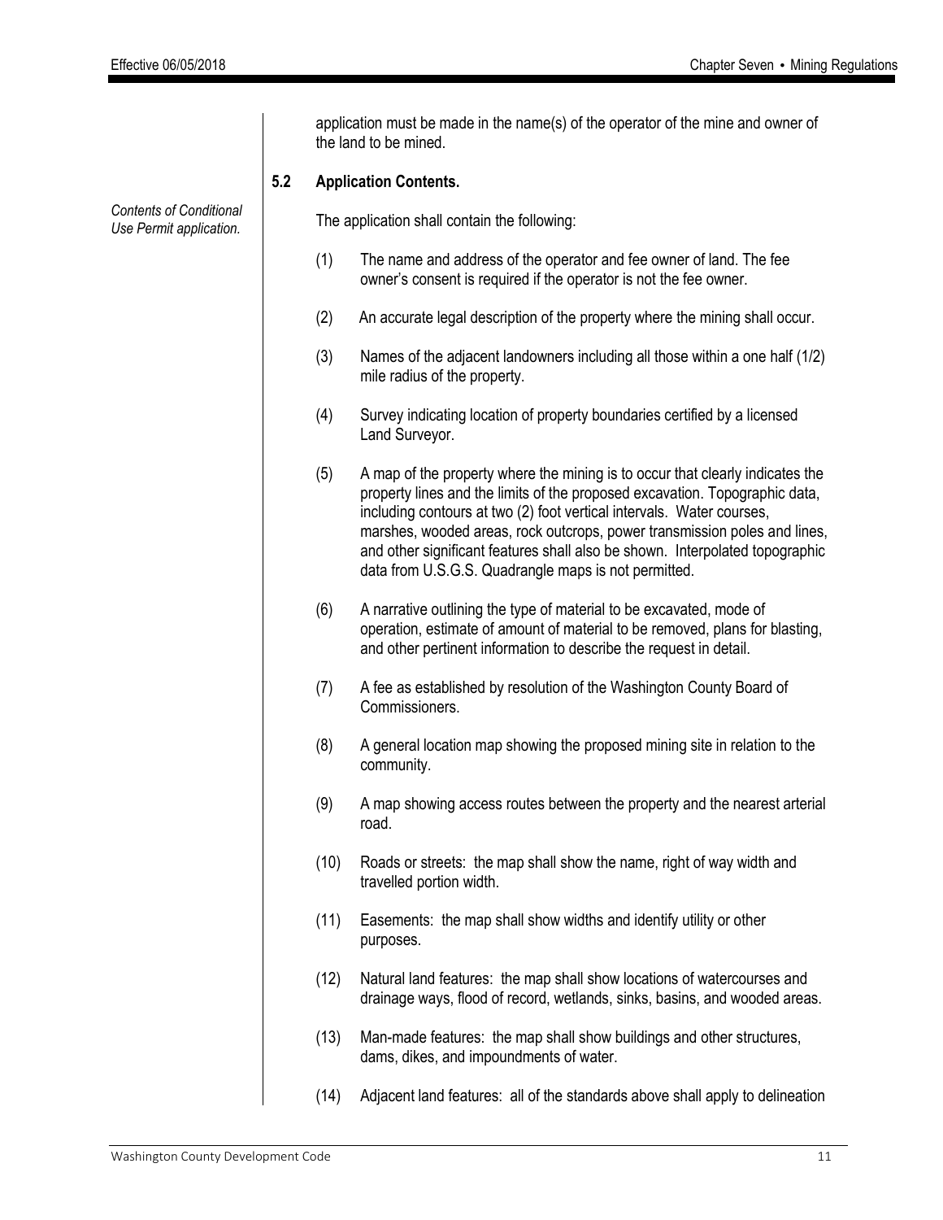application must be made in the name(s) of the operator of the mine and owner of the land to be mined.

### 5.2 Application Contents.

*Contents of Conditional Use Permit application.*

The application shall contain the following:

(1) The name and address of the operator and fee owner of land. The fee owner's consent is required if the operator is not the fee owner.

(2) An accurate legal description of the property where the mining shall occur.

(3) Names of the adjacent landowners including all those within a one half (1/2) mile radius of the property.

(4) Survey indicating location of property boundaries certified by a licensed Land Surveyor.

(5) A map of the property where the mining is to occur that clearly indicates the property lines and the limits of the proposed excavation. Topographic data, including contours at two (2) foot vertical intervals. Water courses, marshes, wooded areas, rock outcrops, power transmission poles and lines, and other significant features shall also be shown. Interpolated topographic data from U.S.G.S. Quadrangle maps is not permitted.

(6) A narrative outlining the type of material to be excavated, mode of operation, estimate of amount of material to be removed, plans for blasting, and other pertinent information to describe the request in detail.

(7) A fee as established by resolution of the Washington County Board of Commissioners.

(8) A general location map showing the proposed mining site in relation to the community.

(9) A map showing access routes between the property and the nearest arterial road.

(10) Roads or streets: the map shall show the name, right of way width and travelled portion width.

(11) Easements: the map shall show widths and identify utility or other purposes.

(12) Natural land features: the map shall show locations of watercourses and drainage ways, flood of record, wetlands, sinks, basins, and wooded areas.

(13) Man-made features: the map shall show buildings and other structures, dams, dikes, and impoundments of water.

(14) Adjacent land features: all of the standards above shall apply to delineation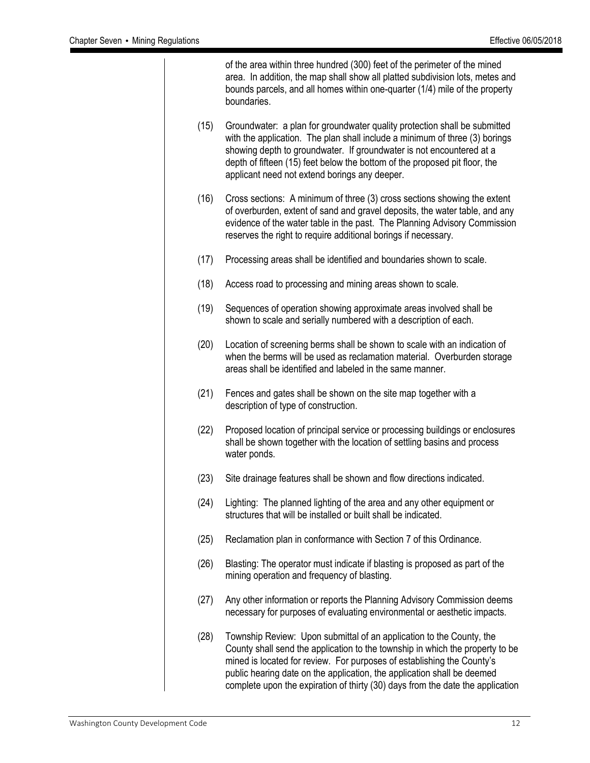of the area within three hundred (300) feet of the perimeter of the mined area. In addition, the map shall show all platted subdivision lots, metes and bounds parcels, and all homes within one-quarter (1/4) mile of the property boundaries.

(15) Groundwater: a plan for groundwater quality protection shall be submitted with the application. The plan shall include a minimum of three (3) borings showing depth to groundwater. If groundwater is not encountered at a depth of fifteen (15) feet below the bottom of the proposed pit floor, the applicant need not extend borings any deeper.

(16) Cross sections: A minimum of three (3) cross sections showing the extent of overburden, extent of sand and gravel deposits, the water table, and any evidence of the water table in the past. The Planning Advisory Commission reserves the right to require additional borings if necessary.

(17) Processing areas shall be identified and boundaries shown to scale.

(18) Access road to processing and mining areas shown to scale.

(19) Sequences of operation showing approximate areas involved shall be shown to scale and serially numbered with a description of each.

(20) Location of screening berms shall be shown to scale with an indication of when the berms will be used as reclamation material. Overburden storage areas shall be identified and labeled in the same manner.

(21) Fences and gates shall be shown on the site map together with a description of type of construction.

(22) Proposed location of principal service or processing buildings or enclosures shall be shown together with the location of settling basins and process water ponds.

(23) Site drainage features shall be shown and flow directions indicated.

(24) Lighting: The planned lighting of the area and any other equipment or structures that will be installed or built shall be indicated.

(25) Reclamation plan in conformance with Section 7 of this Ordinance.

(26) Blasting: The operator must indicate if blasting is proposed as part of the mining operation and frequency of blasting.

(27) Any other information or reports the Planning Advisory Commission deems necessary for purposes of evaluating environmental or aesthetic impacts.

(28) Township Review: Upon submittal of an application to the County, the County shall send the application to the township in which the property to be mined is located for review. For purposes of establishing the County's public hearing date on the application, the application shall be deemed complete upon the expiration of thirty (30) days from the date the application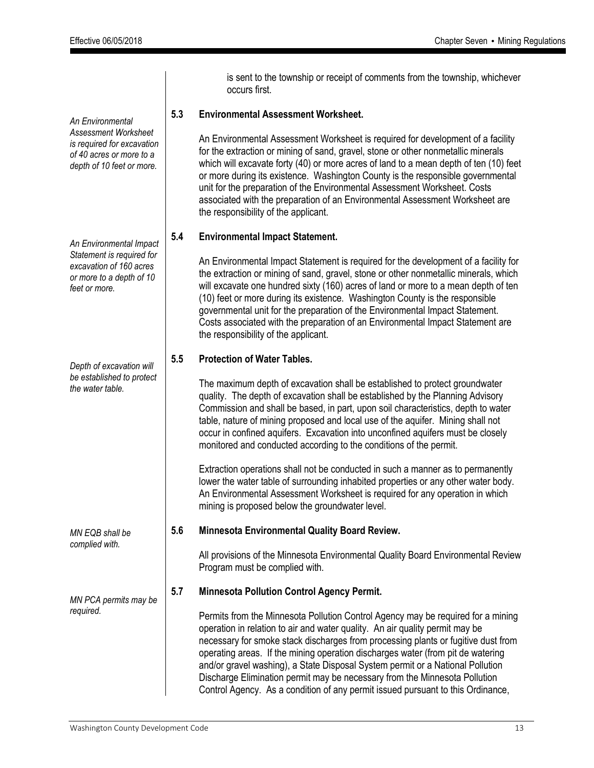is sent to the township or receipt of comments from the township, whichever occurs first.

*An Environmental Assessment Worksheet is required for excavation of 40 acres or more to a depth of 10 feet or more.*

### 5.3 Environmental Assessment Worksheet.

An Environmental Assessment Worksheet is required for development of a facility for the extraction or mining of sand, gravel, stone or other nonmetallic minerals which will excavate forty (40) or more acres of land to a mean depth of ten (10) feet or more during its existence. Washington County is the responsible governmental unit for the preparation of the Environmental Assessment Worksheet. Costs associated with the preparation of an Environmental Assessment Worksheet are the responsibility of the applicant.

*An Environmental Impact Statement is required for excavation of 160 acres or more to a depth of 10 feet or more.*

### 5.4 Environmental Impact Statement.

An Environmental Impact Statement is required for the development of a facility for the extraction or mining of sand, gravel, stone or other nonmetallic minerals, which will excavate one hundred sixty (160) acres of land or more to a mean depth of ten (10) feet or more during its existence. Washington County is the responsible governmental unit for the preparation of the Environmental Impact Statement. Costs associated with the preparation of an Environmental Impact Statement are the responsibility of the applicant.

*Depth of excavation will be established to protect the water table.*

### 5.5 Protection of Water Tables.

The maximum depth of excavation shall be established to protect groundwater quality. The depth of excavation shall be established by the Planning Advisory Commission and shall be based, in part, upon soil characteristics, depth to water table, nature of mining proposed and local use of the aquifer. Mining shall not occur in confined aquifers. Excavation into unconfined aquifers must be closely monitored and conducted according to the conditions of the permit.

Extraction operations shall not be conducted in such a manner as to permanently lower the water table of surrounding inhabited properties or any other water body. An Environmental Assessment Worksheet is required for any operation in which mining is proposed below the groundwater level.

*MN EQB shall be complied with.*

### 5.6 Minnesota Environmental Quality Board Review.

All provisions of the Minnesota Environmental Quality Board Environmental Review Program must be complied with.

*MN PCA permits may be required.*

### 5.7 Minnesota Pollution Control Agency Permit.

Permits from the Minnesota Pollution Control Agency may be required for a mining operation in relation to air and water quality. An air quality permit may be necessary for smoke stack discharges from processing plants or fugitive dust from operating areas. If the mining operation discharges water (from pit de watering and/or gravel washing), a State Disposal System permit or a National Pollution Discharge Elimination permit may be necessary from the Minnesota Pollution Control Agency. As a condition of any permit issued pursuant to this Ordinance,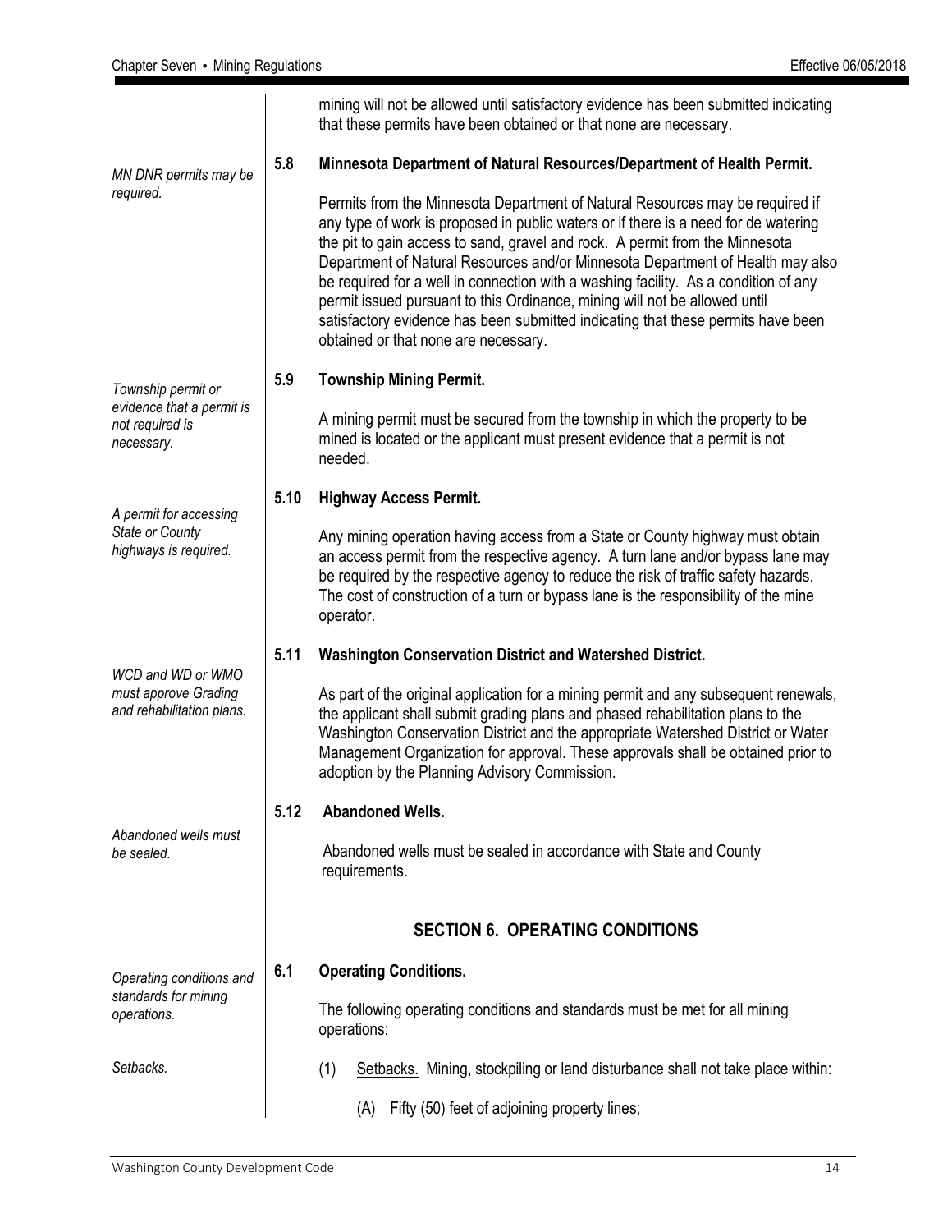mining will not be allowed until satisfactory evidence has been submitted indicating that these permits have been obtained or that none are necessary.

*MN DNR permits may be required.*

### 5.8 Minnesota Department of Natural Resources/Department of Health Permit.

Permits from the Minnesota Department of Natural Resources may be required if any type of work is proposed in public waters or if there is a need for de watering the pit to gain access to sand, gravel and rock. A permit from the Minnesota Department of Natural Resources and/or Minnesota Department of Health may also be required for a well in connection with a washing facility. As a condition of any permit issued pursuant to this Ordinance, mining will not be allowed until satisfactory evidence has been submitted indicating that these permits have been obtained or that none are necessary.

*Township permit or evidence that a permit is not required is necessary.*

### 5.9 Township Mining Permit.

A mining permit must be secured from the township in which the property to be mined is located or the applicant must present evidence that a permit is not needed.

*A permit for accessing State or County highways is required.*

### 5.10 Highway Access Permit.

Any mining operation having access from a State or County highway must obtain an access permit from the respective agency. A turn lane and/or bypass lane may be required by the respective agency to reduce the risk of traffic safety hazards. The cost of construction of a turn or bypass lane is the responsibility of the mine operator.

*WCD and WD or WMO must approve Grading and rehabilitation plans.*

### 5.11 Washington Conservation District and Watershed District.

As part of the original application for a mining permit and any subsequent renewals, the applicant shall submit grading plans and phased rehabilitation plans to the Washington Conservation District and the appropriate Watershed District or Water Management Organization for approval. These approvals shall be obtained prior to adoption by the Planning Advisory Commission.

*Abandoned wells must be sealed.*

### 5.12 Abandoned Wells.

Abandoned wells must be sealed in accordance with State and County requirements.

## SECTION 6. OPERATING CONDITIONS

*Operating conditions and standards for mining operations.*

### 6.1 Operating Conditions.

The following operating conditions and standards must be met for all mining operations:

*Setbacks.*

(1) Setbacks. Mining, stockpiling or land disturbance shall not take place within:

(A) Fifty (50) feet of adjoining property lines;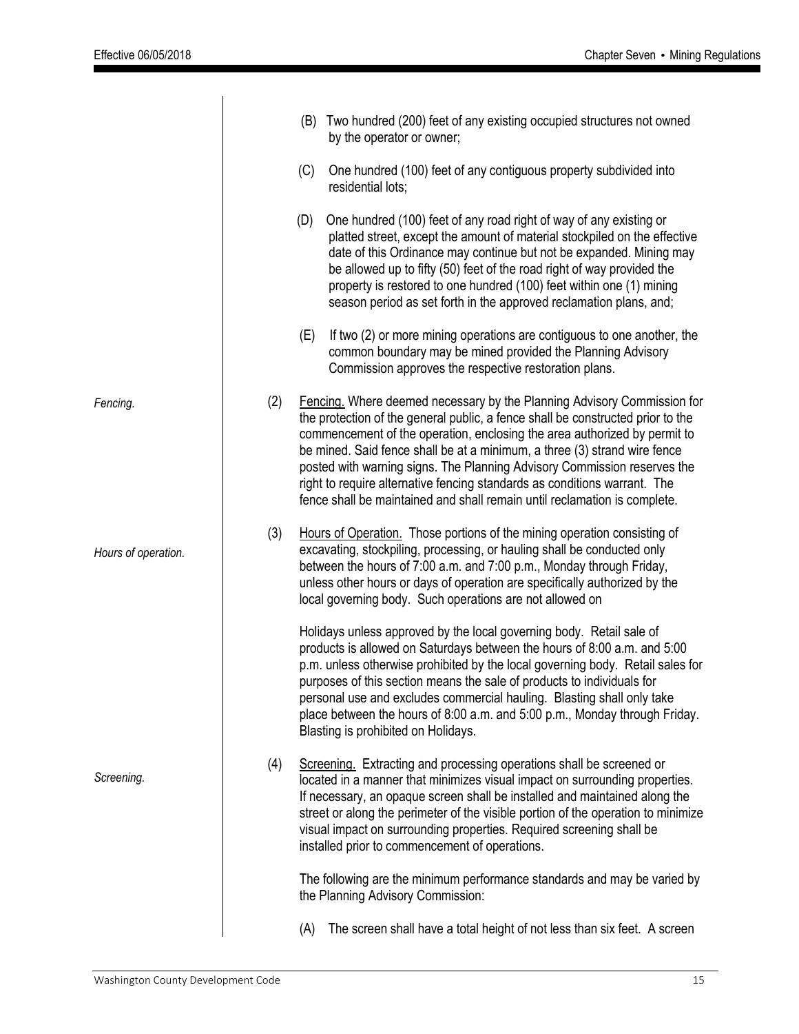(B) Two hundred (200) feet of any existing occupied structures not owned by the operator or owner;

(C) One hundred (100) feet of any contiguous property subdivided into residential lots;

(D) One hundred (100) feet of any road right of way of any existing or platted street, except the amount of material stockpiled on the effective date of this Ordinance may continue but not be expanded. Mining may be allowed up to fifty (50) feet of the road right of way provided the property is restored to one hundred (100) feet within one (1) mining season period as set forth in the approved reclamation plans, and;

(E) If two (2) or more mining operations are contiguous to one another, the common boundary may be mined provided the Planning Advisory Commission approves the respective restoration plans.

*Fencing.*

(2) Fencing. Where deemed necessary by the Planning Advisory Commission for the protection of the general public, a fence shall be constructed prior to the commencement of the operation, enclosing the area authorized by permit to be mined. Said fence shall be at a minimum, a three (3) strand wire fence posted with warning signs. The Planning Advisory Commission reserves the right to require alternative fencing standards as conditions warrant. The fence shall be maintained and shall remain until reclamation is complete.

*Hours of operation.*

(3) Hours of Operation. Those portions of the mining operation consisting of excavating, stockpiling, processing, or hauling shall be conducted only between the hours of 7:00 a.m. and 7:00 p.m., Monday through Friday, unless other hours or days of operation are specifically authorized by the local governing body. Such operations are not allowed on

Holidays unless approved by the local governing body. Retail sale of products is allowed on Saturdays between the hours of 8:00 a.m. and 5:00 p.m. unless otherwise prohibited by the local governing body. Retail sales for purposes of this section means the sale of products to individuals for personal use and excludes commercial hauling. Blasting shall only take place between the hours of 8:00 a.m. and 5:00 p.m., Monday through Friday. Blasting is prohibited on Holidays.

*Screening.*

(4) Screening. Extracting and processing operations shall be screened or located in a manner that minimizes visual impact on surrounding properties. If necessary, an opaque screen shall be installed and maintained along the street or along the perimeter of the visible portion of the operation to minimize visual impact on surrounding properties. Required screening shall be installed prior to commencement of operations.

The following are the minimum performance standards and may be varied by the Planning Advisory Commission:

(A) The screen shall have a total height of not less than six feet. A screen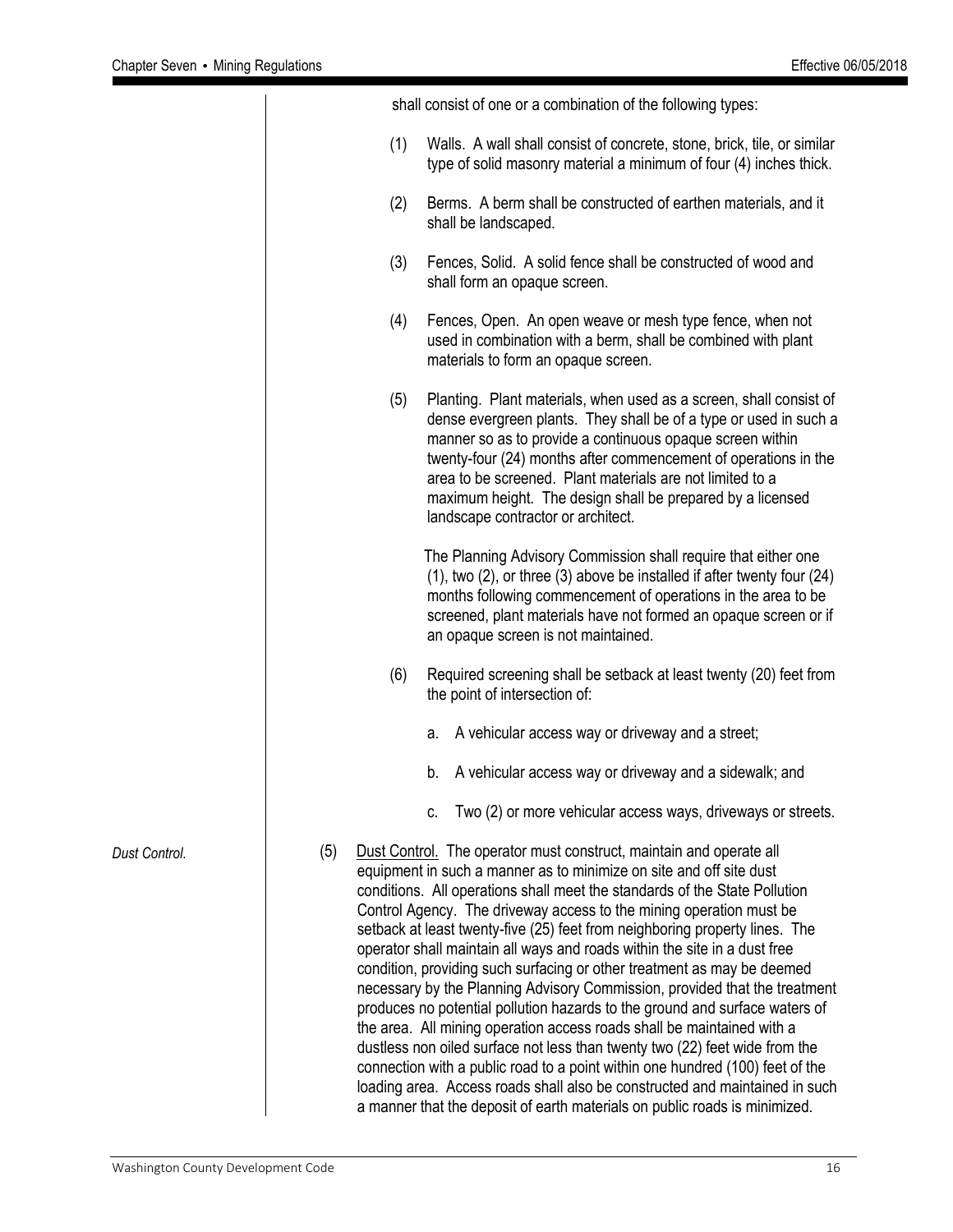shall consist of one or a combination of the following types:

(1) Walls. A wall shall consist of concrete, stone, brick, tile, or similar type of solid masonry material a minimum of four (4) inches thick.

(2) Berms. A berm shall be constructed of earthen materials, and it shall be landscaped.

(3) Fences, Solid. A solid fence shall be constructed of wood and shall form an opaque screen.

(4) Fences, Open. An open weave or mesh type fence, when not used in combination with a berm, shall be combined with plant materials to form an opaque screen.

(5) Planting. Plant materials, when used as a screen, shall consist of dense evergreen plants. They shall be of a type or used in such a manner so as to provide a continuous opaque screen within twenty-four (24) months after commencement of operations in the area to be screened. Plant materials are not limited to a maximum height. The design shall be prepared by a licensed landscape contractor or architect.

The Planning Advisory Commission shall require that either one (1), two (2), or three (3) above be installed if after twenty four (24) months following commencement of operations in the area to be screened, plant materials have not formed an opaque screen or if an opaque screen is not maintained.

(6) Required screening shall be setback at least twenty (20) feet from the point of intersection of:

a. A vehicular access way or driveway and a street;

b. A vehicular access way or driveway and a sidewalk; and

c. Two (2) or more vehicular access ways, driveways or streets.

*Dust Control.*

(5) Dust Control. The operator must construct, maintain and operate all equipment in such a manner as to minimize on site and off site dust conditions. All operations shall meet the standards of the State Pollution Control Agency. The driveway access to the mining operation must be setback at least twenty-five (25) feet from neighboring property lines. The operator shall maintain all ways and roads within the site in a dust free condition, providing such surfacing or other treatment as may be deemed necessary by the Planning Advisory Commission, provided that the treatment produces no potential pollution hazards to the ground and surface waters of the area. All mining operation access roads shall be maintained with a dustless non oiled surface not less than twenty two (22) feet wide from the connection with a public road to a point within one hundred (100) feet of the loading area. Access roads shall also be constructed and maintained in such a manner that the deposit of earth materials on public roads is minimized.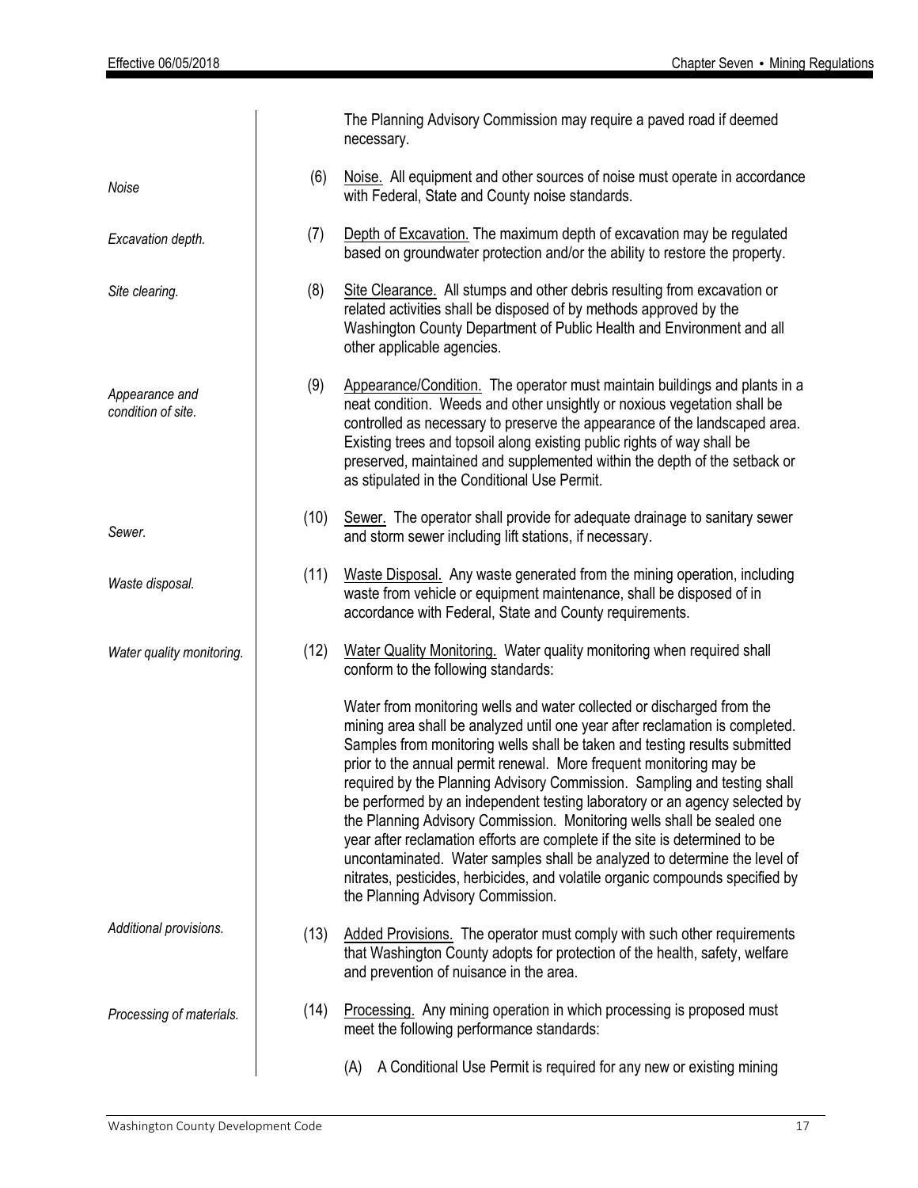The Planning Advisory Commission may require a paved road if deemed necessary.

*Noise*

(6) Noise. All equipment and other sources of noise must operate in accordance with Federal, State and County noise standards.

*Excavation depth.*

(7) Depth of Excavation. The maximum depth of excavation may be regulated based on groundwater protection and/or the ability to restore the property.

*Site clearing.*

(8) Site Clearance. All stumps and other debris resulting from excavation or related activities shall be disposed of by methods approved by the Washington County Department of Public Health and Environment and all other applicable agencies.

*Appearance and condition of site.*

(9) Appearance/Condition. The operator must maintain buildings and plants in a neat condition. Weeds and other unsightly or noxious vegetation shall be controlled as necessary to preserve the appearance of the landscaped area. Existing trees and topsoil along existing public rights of way shall be preserved, maintained and supplemented within the depth of the setback or as stipulated in the Conditional Use Permit.

*Sewer.*

(10) Sewer. The operator shall provide for adequate drainage to sanitary sewer and storm sewer including lift stations, if necessary.

*Waste disposal.*

(11) Waste Disposal. Any waste generated from the mining operation, including waste from vehicle or equipment maintenance, shall be disposed of in accordance with Federal, State and County requirements.

*Water quality monitoring.*

(12) Water Quality Monitoring. Water quality monitoring when required shall conform to the following standards:

Water from monitoring wells and water collected or discharged from the mining area shall be analyzed until one year after reclamation is completed. Samples from monitoring wells shall be taken and testing results submitted prior to the annual permit renewal. More frequent monitoring may be required by the Planning Advisory Commission. Sampling and testing shall be performed by an independent testing laboratory or an agency selected by the Planning Advisory Commission. Monitoring wells shall be sealed one year after reclamation efforts are complete if the site is determined to be uncontaminated. Water samples shall be analyzed to determine the level of nitrates, pesticides, herbicides, and volatile organic compounds specified by the Planning Advisory Commission.

*Additional provisions.*

(13) Added Provisions. The operator must comply with such other requirements that Washington County adopts for protection of the health, safety, welfare and prevention of nuisance in the area.

*Processing of materials.*

(14) Processing. Any mining operation in which processing is proposed must meet the following performance standards:

(A) A Conditional Use Permit is required for any new or existing mining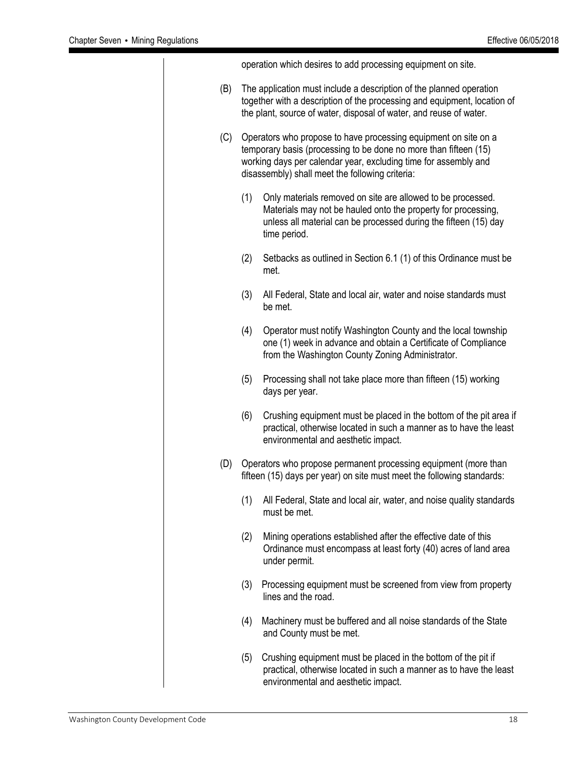operation which desires to add processing equipment on site.

(B) The application must include a description of the planned operation together with a description of the processing and equipment, location of the plant, source of water, disposal of water, and reuse of water.

(C) Operators who propose to have processing equipment on site on a temporary basis (processing to be done no more than fifteen (15) working days per calendar year, excluding time for assembly and disassembly) shall meet the following criteria:

(1) Only materials removed on site are allowed to be processed. Materials may not be hauled onto the property for processing, unless all material can be processed during the fifteen (15) day time period.

(2) Setbacks as outlined in Section 6.1 (1) of this Ordinance must be met.

(3) All Federal, State and local air, water and noise standards must be met.

(4) Operator must notify Washington County and the local township one (1) week in advance and obtain a Certificate of Compliance from the Washington County Zoning Administrator.

(5) Processing shall not take place more than fifteen (15) working days per year.

(6) Crushing equipment must be placed in the bottom of the pit area if practical, otherwise located in such a manner as to have the least environmental and aesthetic impact.

(D) Operators who propose permanent processing equipment (more than fifteen (15) days per year) on site must meet the following standards:

(1) All Federal, State and local air, water, and noise quality standards must be met.

(2) Mining operations established after the effective date of this Ordinance must encompass at least forty (40) acres of land area under permit.

(3) Processing equipment must be screened from view from property lines and the road.

(4) Machinery must be buffered and all noise standards of the State and County must be met.

(5) Crushing equipment must be placed in the bottom of the pit if practical, otherwise located in such a manner as to have the least environmental and aesthetic impact.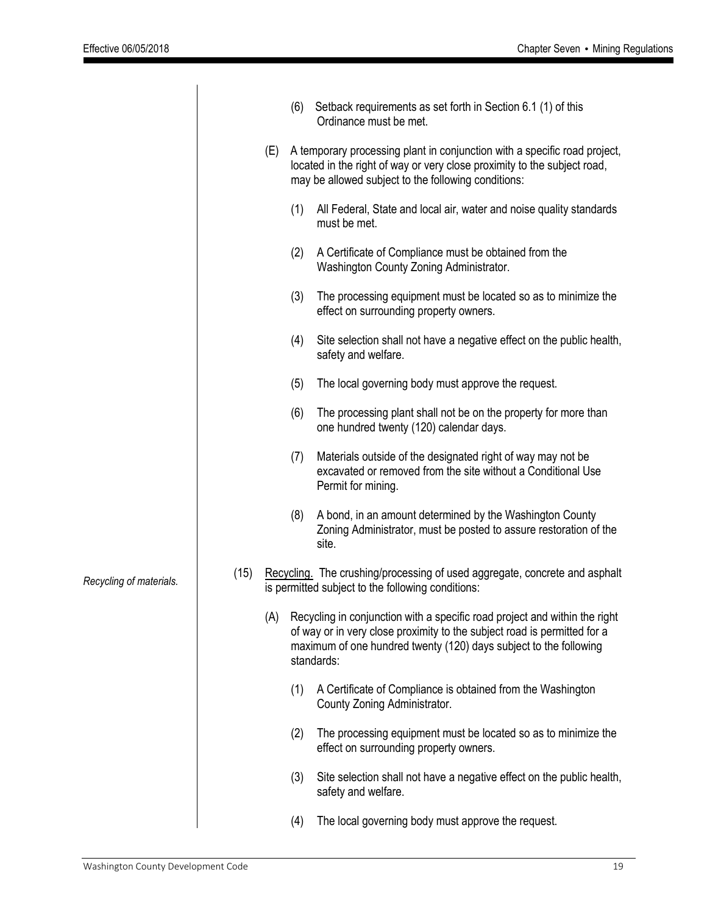(6) Setback requirements as set forth in Section 6.1 (1) of this Ordinance must be met.

(E) A temporary processing plant in conjunction with a specific road project, located in the right of way or very close proximity to the subject road, may be allowed subject to the following conditions:

(1) All Federal, State and local air, water and noise quality standards must be met.

(2) A Certificate of Compliance must be obtained from the Washington County Zoning Administrator.

(3) The processing equipment must be located so as to minimize the effect on surrounding property owners.

(4) Site selection shall not have a negative effect on the public health, safety and welfare.

(5) The local governing body must approve the request.

(6) The processing plant shall not be on the property for more than one hundred twenty (120) calendar days.

(7) Materials outside of the designated right of way may not be excavated or removed from the site without a Conditional Use Permit for mining.

(8) A bond, in an amount determined by the Washington County Zoning Administrator, must be posted to assure restoration of the site.

*Recycling of materials.*

(15) Recycling. The crushing/processing of used aggregate, concrete and asphalt is permitted subject to the following conditions:

(A) Recycling in conjunction with a specific road project and within the right of way or in very close proximity to the subject road is permitted for a maximum of one hundred twenty (120) days subject to the following standards:

(1) A Certificate of Compliance is obtained from the Washington County Zoning Administrator.

(2) The processing equipment must be located so as to minimize the effect on surrounding property owners.

(3) Site selection shall not have a negative effect on the public health, safety and welfare.

(4) The local governing body must approve the request.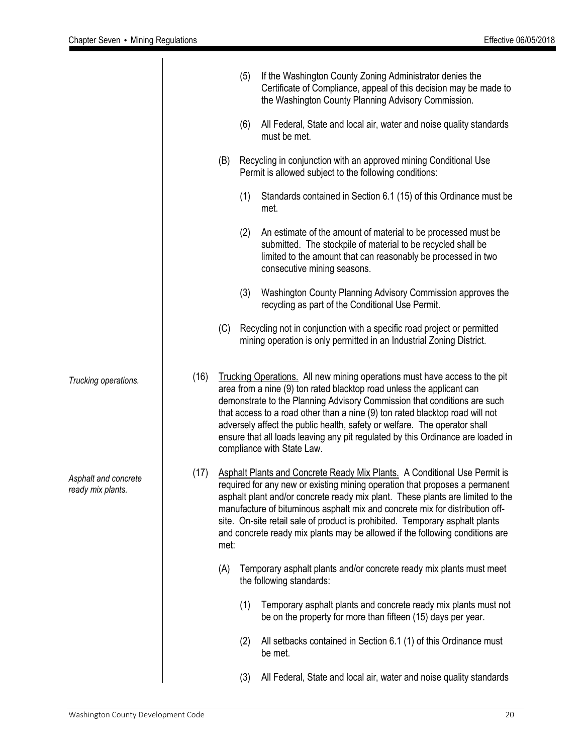(5) If the Washington County Zoning Administrator denies the Certificate of Compliance, appeal of this decision may be made to the Washington County Planning Advisory Commission.

(6) All Federal, State and local air, water and noise quality standards must be met.

(B) Recycling in conjunction with an approved mining Conditional Use Permit is allowed subject to the following conditions:

(1) Standards contained in Section 6.1 (15) of this Ordinance must be met.

(2) An estimate of the amount of material to be processed must be submitted. The stockpile of material to be recycled shall be limited to the amount that can reasonably be processed in two consecutive mining seasons.

(3) Washington County Planning Advisory Commission approves the recycling as part of the Conditional Use Permit.

(C) Recycling not in conjunction with a specific road project or permitted mining operation is only permitted in an Industrial Zoning District.

*Trucking operations.*

(16) Trucking Operations. All new mining operations must have access to the pit area from a nine (9) ton rated blacktop road unless the applicant can demonstrate to the Planning Advisory Commission that conditions are such that access to a road other than a nine (9) ton rated blacktop road will not adversely affect the public health, safety or welfare. The operator shall ensure that all loads leaving any pit regulated by this Ordinance are loaded in compliance with State Law.

*Asphalt and concrete ready mix plants.*

(17) Asphalt Plants and Concrete Ready Mix Plants. A Conditional Use Permit is required for any new or existing mining operation that proposes a permanent asphalt plant and/or concrete ready mix plant. These plants are limited to the manufacture of bituminous asphalt mix and concrete mix for distribution off-site. On-site retail sale of product is prohibited. Temporary asphalt plants and concrete ready mix plants may be allowed if the following conditions are met:

(A) Temporary asphalt plants and/or concrete ready mix plants must meet the following standards:

(1) Temporary asphalt plants and concrete ready mix plants must not be on the property for more than fifteen (15) days per year.

(2) All setbacks contained in Section 6.1 (1) of this Ordinance must be met.

(3) All Federal, State and local air, water and noise quality standards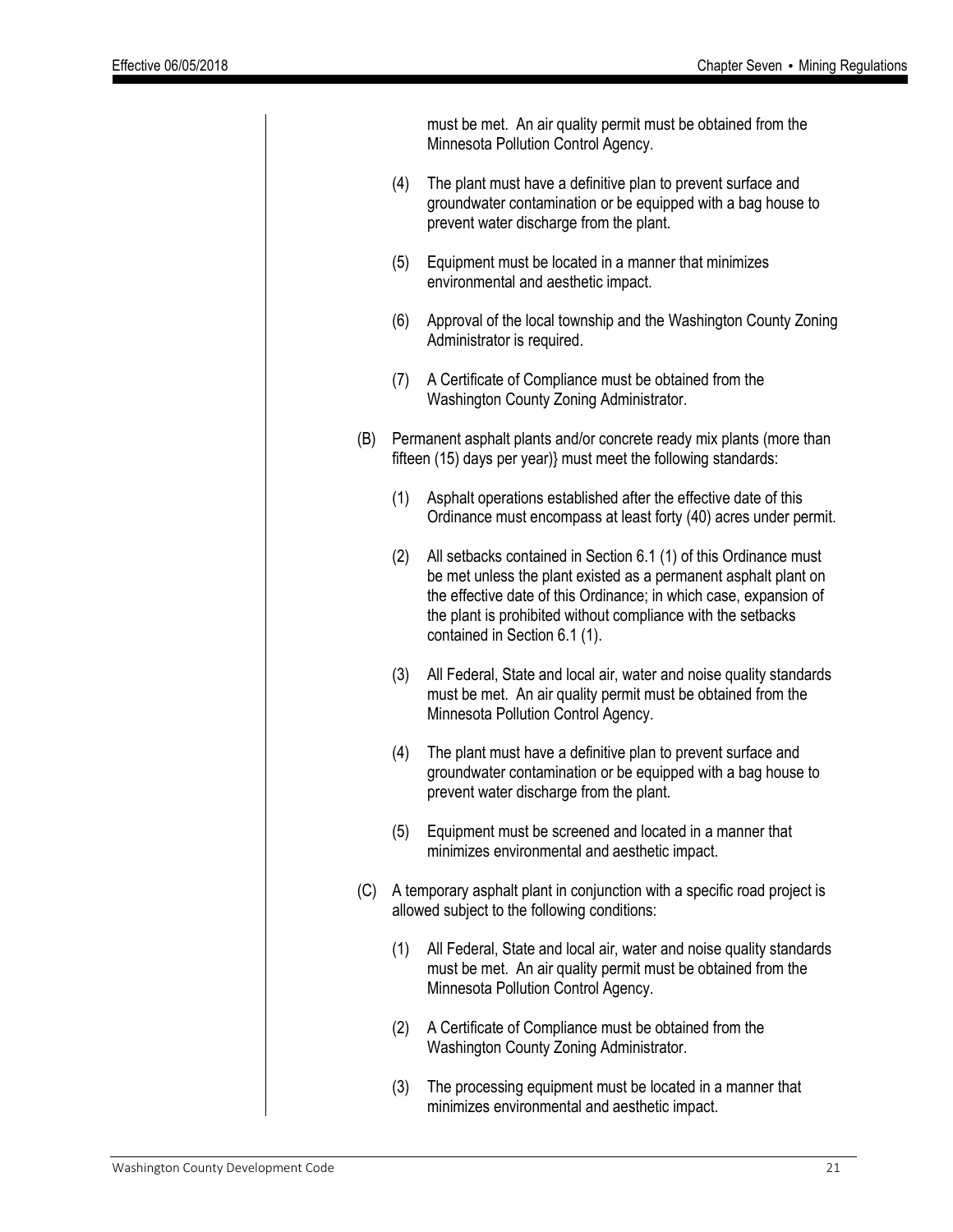must be met. An air quality permit must be obtained from the Minnesota Pollution Control Agency.

(4) The plant must have a definitive plan to prevent surface and groundwater contamination or be equipped with a bag house to prevent water discharge from the plant.

(5) Equipment must be located in a manner that minimizes environmental and aesthetic impact.

(6) Approval of the local township and the Washington County Zoning Administrator is required.

(7) A Certificate of Compliance must be obtained from the Washington County Zoning Administrator.

(B) Permanent asphalt plants and/or concrete ready mix plants (more than fifteen (15) days per year)} must meet the following standards:

(1) Asphalt operations established after the effective date of this Ordinance must encompass at least forty (40) acres under permit.

(2) All setbacks contained in Section 6.1 (1) of this Ordinance must be met unless the plant existed as a permanent asphalt plant on the effective date of this Ordinance; in which case, expansion of the plant is prohibited without compliance with the setbacks contained in Section 6.1 (1).

(3) All Federal, State and local air, water and noise quality standards must be met. An air quality permit must be obtained from the Minnesota Pollution Control Agency.

(4) The plant must have a definitive plan to prevent surface and groundwater contamination or be equipped with a bag house to prevent water discharge from the plant.

(5) Equipment must be screened and located in a manner that minimizes environmental and aesthetic impact.

(C) A temporary asphalt plant in conjunction with a specific road project is allowed subject to the following conditions:

(1) All Federal, State and local air, water and noise quality standards must be met. An air quality permit must be obtained from the Minnesota Pollution Control Agency.

(2) A Certificate of Compliance must be obtained from the Washington County Zoning Administrator.

(3) The processing equipment must be located in a manner that minimizes environmental and aesthetic impact.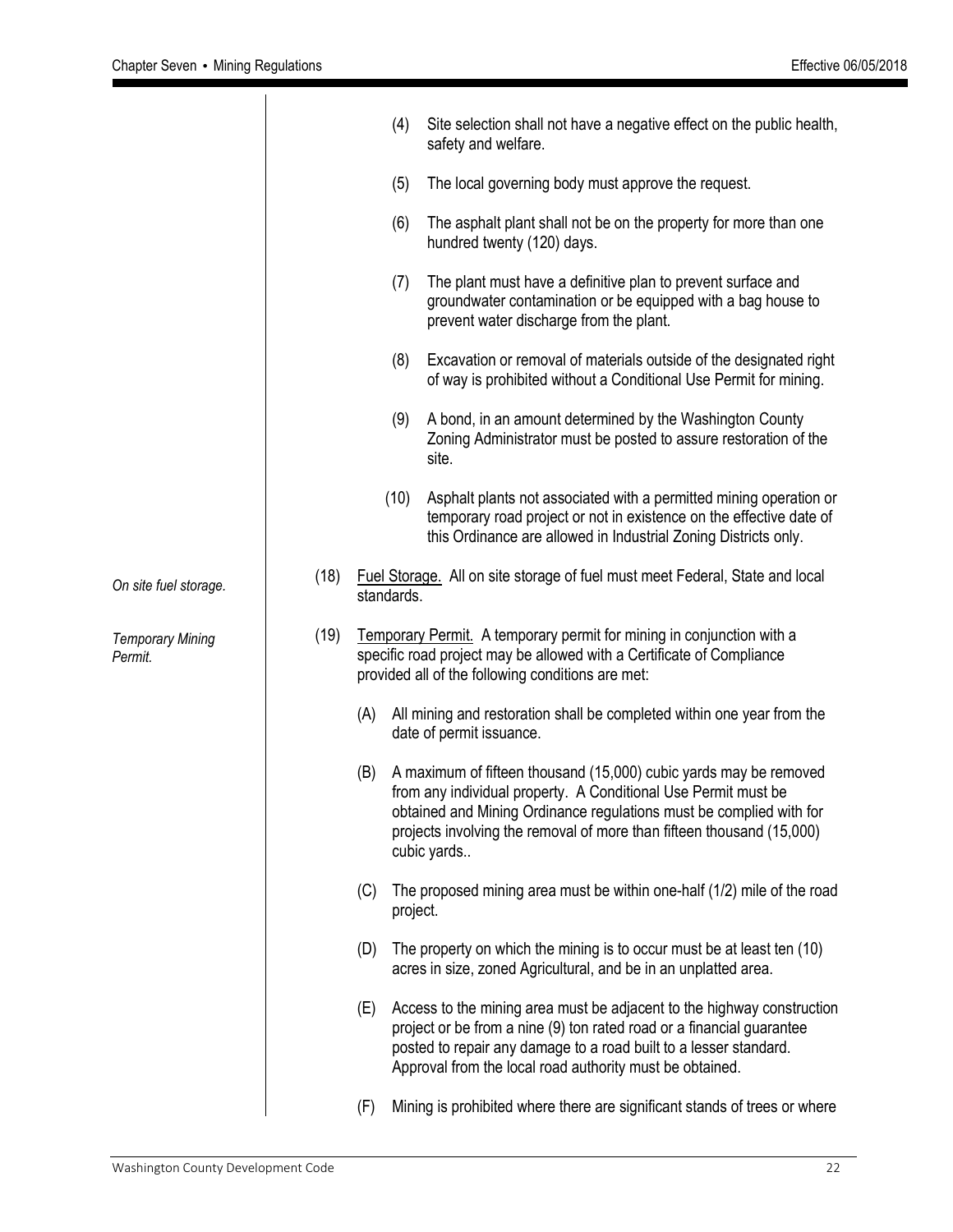(4) Site selection shall not have a negative effect on the public health, safety and welfare.

(5) The local governing body must approve the request.

(6) The asphalt plant shall not be on the property for more than one hundred twenty (120) days.

(7) The plant must have a definitive plan to prevent surface and groundwater contamination or be equipped with a bag house to prevent water discharge from the plant.

(8) Excavation or removal of materials outside of the designated right of way is prohibited without a Conditional Use Permit for mining.

(9) A bond, in an amount determined by the Washington County Zoning Administrator must be posted to assure restoration of the site.

(10) Asphalt plants not associated with a permitted mining operation or temporary road project or not in existence on the effective date of this Ordinance are allowed in Industrial Zoning Districts only.

*On site fuel storage.*

(18) Fuel Storage. All on site storage of fuel must meet Federal, State and local standards.

*Temporary Mining Permit.*

(19) Temporary Permit. A temporary permit for mining in conjunction with a specific road project may be allowed with a Certificate of Compliance provided all of the following conditions are met:

(A) All mining and restoration shall be completed within one year from the date of permit issuance.

(B) A maximum of fifteen thousand (15,000) cubic yards may be removed from any individual property. A Conditional Use Permit must be obtained and Mining Ordinance regulations must be complied with for projects involving the removal of more than fifteen thousand (15,000) cubic yards..

(C) The proposed mining area must be within one-half (1/2) mile of the road project.

(D) The property on which the mining is to occur must be at least ten (10) acres in size, zoned Agricultural, and be in an unplatted area.

(E) Access to the mining area must be adjacent to the highway construction project or be from a nine (9) ton rated road or a financial guarantee posted to repair any damage to a road built to a lesser standard. Approval from the local road authority must be obtained.

(F) Mining is prohibited where there are significant stands of trees or where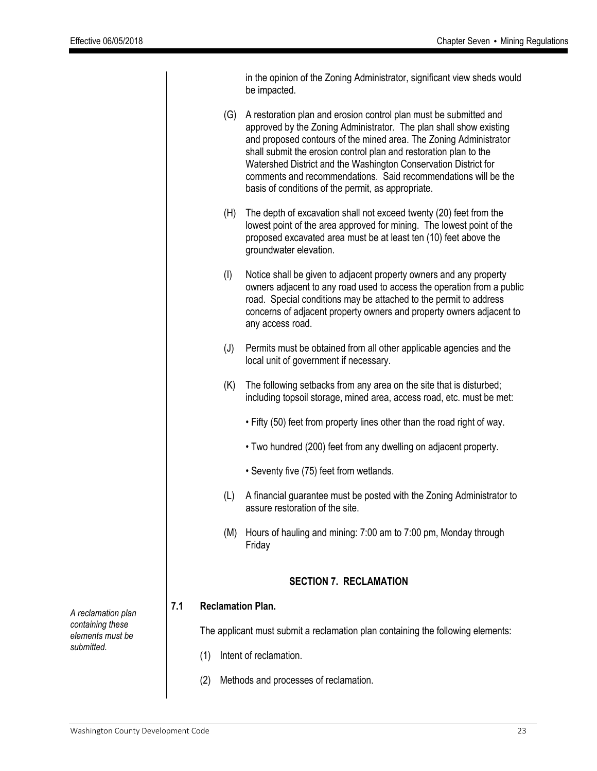in the opinion of the Zoning Administrator, significant view sheds would be impacted.

(G) A restoration plan and erosion control plan must be submitted and approved by the Zoning Administrator. The plan shall show existing and proposed contours of the mined area. The Zoning Administrator shall submit the erosion control plan and restoration plan to the Watershed District and the Washington Conservation District for comments and recommendations. Said recommendations will be the basis of conditions of the permit, as appropriate.

(H) The depth of excavation shall not exceed twenty (20) feet from the lowest point of the area approved for mining. The lowest point of the proposed excavated area must be at least ten (10) feet above the groundwater elevation.

(I) Notice shall be given to adjacent property owners and any property owners adjacent to any road used to access the operation from a public road. Special conditions may be attached to the permit to address concerns of adjacent property owners and property owners adjacent to any access road.

(J) Permits must be obtained from all other applicable agencies and the local unit of government if necessary.

(K) The following setbacks from any area on the site that is disturbed; including topsoil storage, mined area, access road, etc. must be met:

- Fifty (50) feet from property lines other than the road right of way.
- Two hundred (200) feet from any dwelling on adjacent property.
- Seventy five (75) feet from wetlands.

(L) A financial guarantee must be posted with the Zoning Administrator to assure restoration of the site.

(M) Hours of hauling and mining: 7:00 am to 7:00 pm, Monday through Friday

## SECTION 7. RECLAMATION

### 7.1 Reclamation Plan.

*A reclamation plan containing these elements must be submitted.*

The applicant must submit a reclamation plan containing the following elements:

(1) Intent of reclamation.

(2) Methods and processes of reclamation.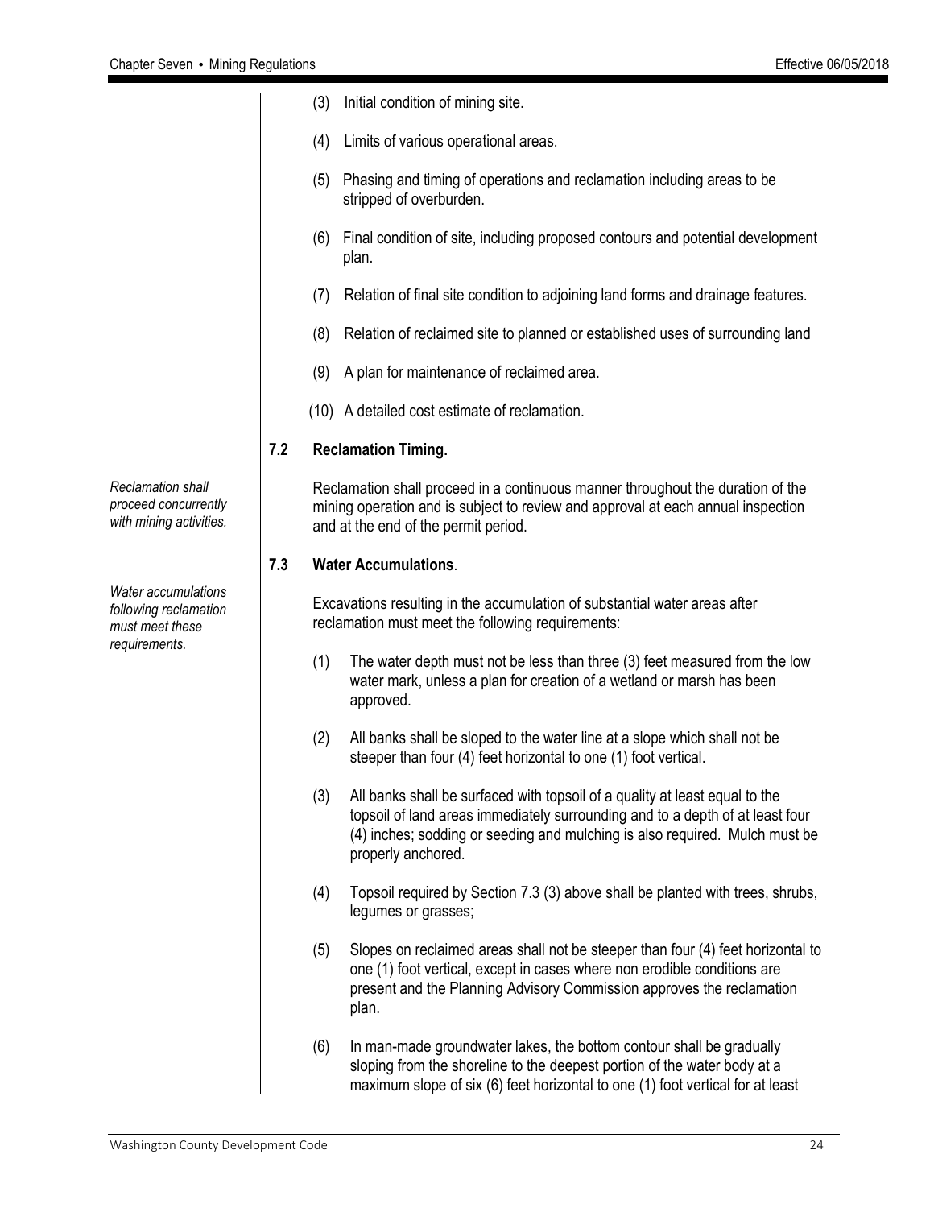(3) Initial condition of mining site.

(4) Limits of various operational areas.

(5) Phasing and timing of operations and reclamation including areas to be stripped of overburden.

(6) Final condition of site, including proposed contours and potential development plan.

(7) Relation of final site condition to adjoining land forms and drainage features.

(8) Relation of reclaimed site to planned or established uses of surrounding land

(9) A plan for maintenance of reclaimed area.

(10) A detailed cost estimate of reclamation.

### 7.2 Reclamation Timing.

*Reclamation shall proceed concurrently with mining activities.*

Reclamation shall proceed in a continuous manner throughout the duration of the mining operation and is subject to review and approval at each annual inspection and at the end of the permit period.

### 7.3 Water Accumulations.

*Water accumulations following reclamation must meet these requirements.*

Excavations resulting in the accumulation of substantial water areas after reclamation must meet the following requirements:

(1) The water depth must not be less than three (3) feet measured from the low water mark, unless a plan for creation of a wetland or marsh has been approved.

(2) All banks shall be sloped to the water line at a slope which shall not be steeper than four (4) feet horizontal to one (1) foot vertical.

(3) All banks shall be surfaced with topsoil of a quality at least equal to the topsoil of land areas immediately surrounding and to a depth of at least four (4) inches; sodding or seeding and mulching is also required. Mulch must be properly anchored.

(4) Topsoil required by Section 7.3 (3) above shall be planted with trees, shrubs, legumes or grasses;

(5) Slopes on reclaimed areas shall not be steeper than four (4) feet horizontal to one (1) foot vertical, except in cases where non erodible conditions are present and the Planning Advisory Commission approves the reclamation plan.

(6) In man-made groundwater lakes, the bottom contour shall be gradually sloping from the shoreline to the deepest portion of the water body at a maximum slope of six (6) feet horizontal to one (1) foot vertical for at least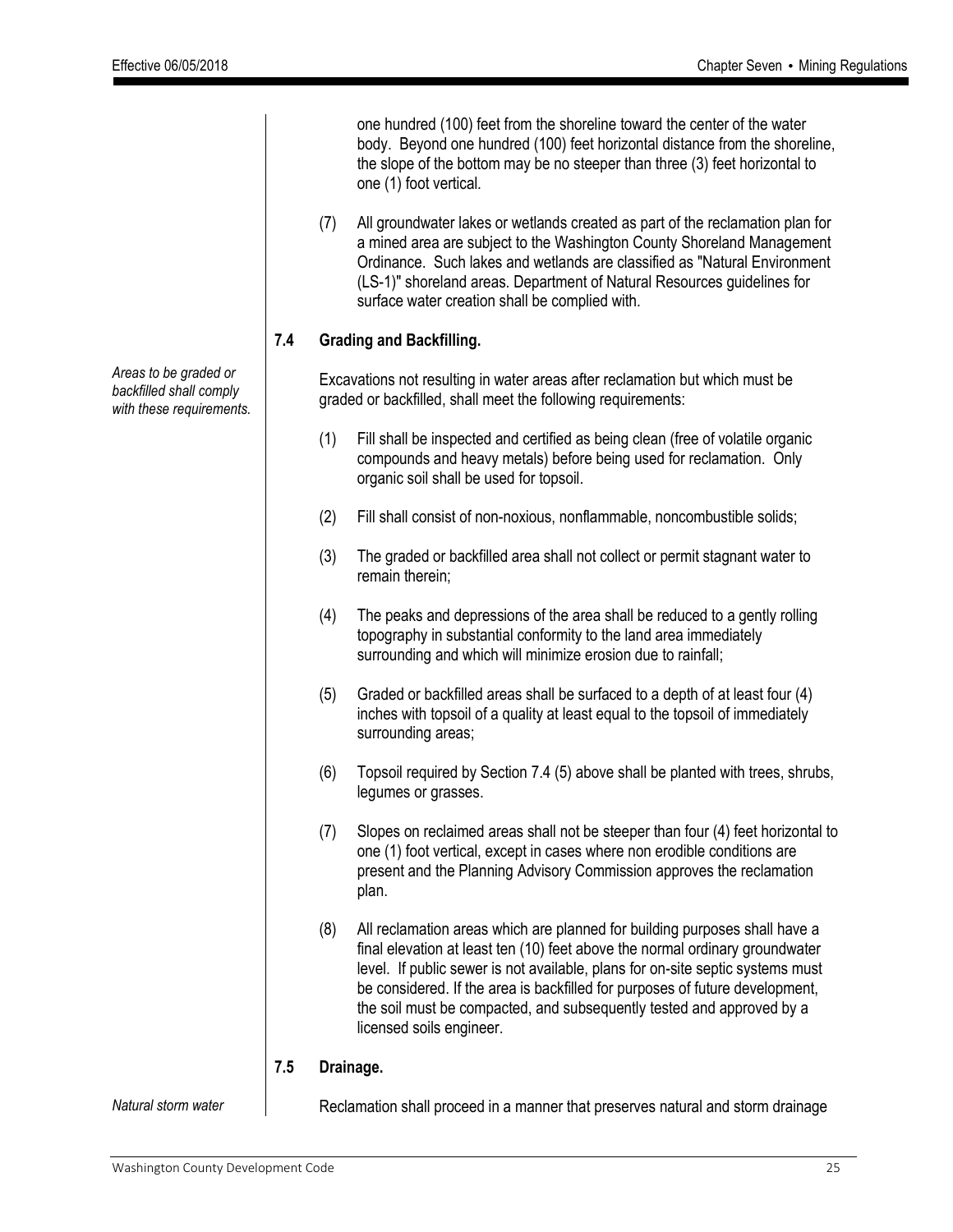one hundred (100) feet from the shoreline toward the center of the water body. Beyond one hundred (100) feet horizontal distance from the shoreline, the slope of the bottom may be no steeper than three (3) feet horizontal to one (1) foot vertical.

(7) All groundwater lakes or wetlands created as part of the reclamation plan for a mined area are subject to the Washington County Shoreland Management Ordinance. Such lakes and wetlands are classified as "Natural Environment (LS-1)" shoreland areas. Department of Natural Resources guidelines for surface water creation shall be complied with.

### 7.4 Grading and Backfilling.

*Areas to be graded or backfilled shall comply with these requirements.*

Excavations not resulting in water areas after reclamation but which must be graded or backfilled, shall meet the following requirements:

(1) Fill shall be inspected and certified as being clean (free of volatile organic compounds and heavy metals) before being used for reclamation. Only organic soil shall be used for topsoil.

(2) Fill shall consist of non-noxious, nonflammable, noncombustible solids;

(3) The graded or backfilled area shall not collect or permit stagnant water to remain therein;

(4) The peaks and depressions of the area shall be reduced to a gently rolling topography in substantial conformity to the land area immediately surrounding and which will minimize erosion due to rainfall;

(5) Graded or backfilled areas shall be surfaced to a depth of at least four (4) inches with topsoil of a quality at least equal to the topsoil of immediately surrounding areas;

(6) Topsoil required by Section 7.4 (5) above shall be planted with trees, shrubs, legumes or grasses.

(7) Slopes on reclaimed areas shall not be steeper than four (4) feet horizontal to one (1) foot vertical, except in cases where non erodible conditions are present and the Planning Advisory Commission approves the reclamation plan.

(8) All reclamation areas which are planned for building purposes shall have a final elevation at least ten (10) feet above the normal ordinary groundwater level. If public sewer is not available, plans for on-site septic systems must be considered. If the area is backfilled for purposes of future development, the soil must be compacted, and subsequently tested and approved by a licensed soils engineer.

### 7.5 Drainage.

*Natural storm water*

Reclamation shall proceed in a manner that preserves natural and storm drainage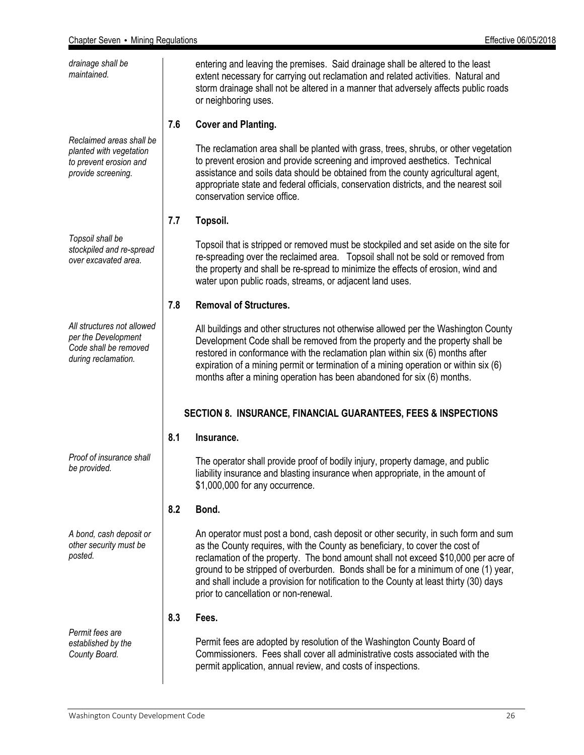*drainage shall be maintained.*

entering and leaving the premises. Said drainage shall be altered to the least extent necessary for carrying out reclamation and related activities. Natural and storm drainage shall not be altered in a manner that adversely affects public roads or neighboring uses.

### 7.6 Cover and Planting.

*Reclaimed areas shall be planted with vegetation to prevent erosion and provide screening.*

The reclamation area shall be planted with grass, trees, shrubs, or other vegetation to prevent erosion and provide screening and improved aesthetics. Technical assistance and soils data should be obtained from the county agricultural agent, appropriate state and federal officials, conservation districts, and the nearest soil conservation service office.

### 7.7 Topsoil.

*Topsoil shall be stockpiled and re-spread over excavated area.*

Topsoil that is stripped or removed must be stockpiled and set aside on the site for re-spreading over the reclaimed area. Topsoil shall not be sold or removed from the property and shall be re-spread to minimize the effects of erosion, wind and water upon public roads, streams, or adjacent land uses.

### 7.8 Removal of Structures.

*All structures not allowed per the Development Code shall be removed during reclamation.*

All buildings and other structures not otherwise allowed per the Washington County Development Code shall be removed from the property and the property shall be restored in conformance with the reclamation plan within six (6) months after expiration of a mining permit or termination of a mining operation or within six (6) months after a mining operation has been abandoned for six (6) months.

## SECTION 8. INSURANCE, FINANCIAL GUARANTEES, FEES & INSPECTIONS

### 8.1 Insurance.

*Proof of insurance shall be provided.*

The operator shall provide proof of bodily injury, property damage, and public liability insurance and blasting insurance when appropriate, in the amount of $1,000,000 for any occurrence.

### 8.2 Bond.

*A bond, cash deposit or other security must be posted.*

An operator must post a bond, cash deposit or other security, in such form and sum as the County requires, with the County as beneficiary, to cover the cost of reclamation of the property. The bond amount shall not exceed $10,000 per acre of ground to be stripped of overburden. Bonds shall be for a minimum of one (1) year, and shall include a provision for notification to the County at least thirty (30) days prior to cancellation or non-renewal.

### 8.3 Fees.

*Permit fees are established by the County Board.*

Permit fees are adopted by resolution of the Washington County Board of Commissioners. Fees shall cover all administrative costs associated with the permit application, annual review, and costs of inspections.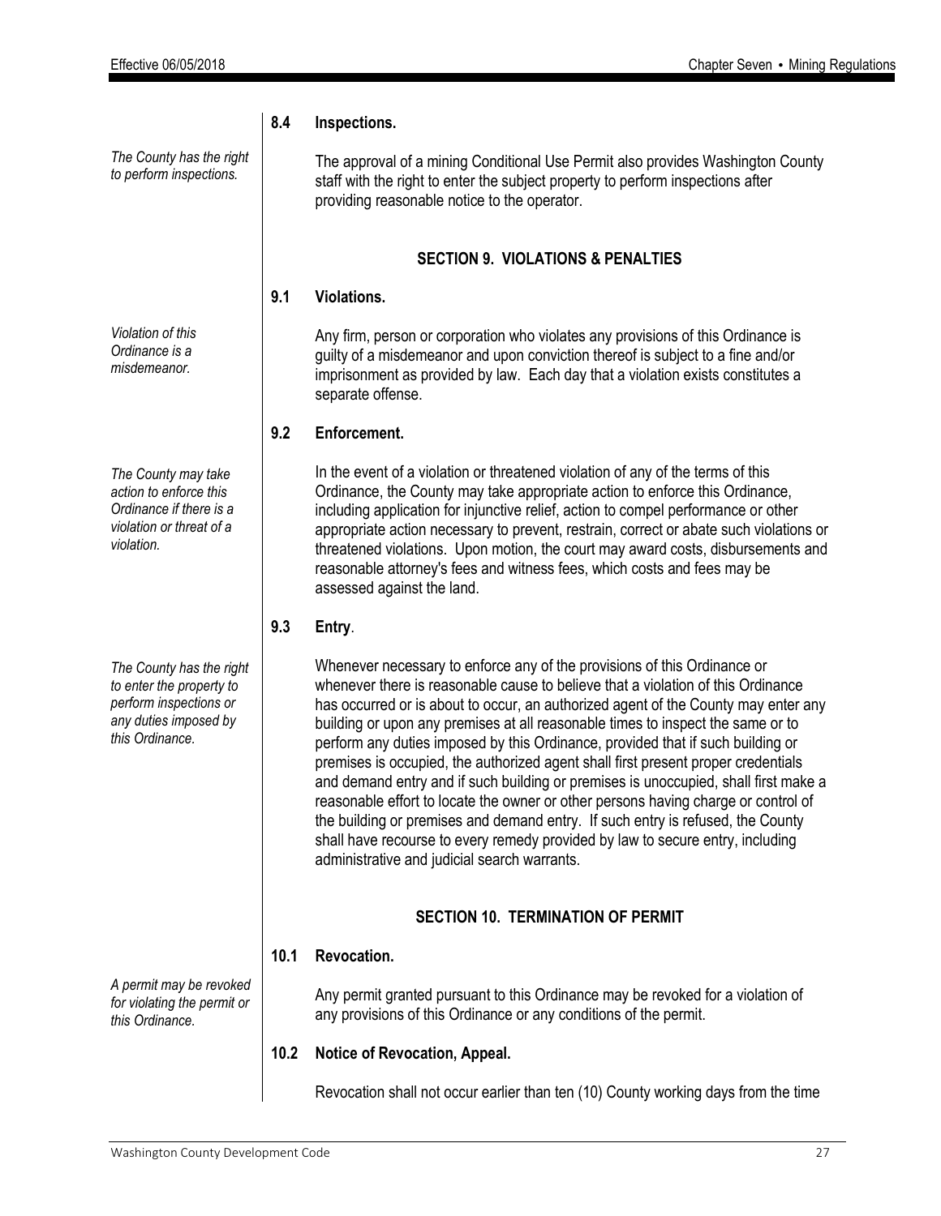### 8.4 Inspections.

*The County has the right to perform inspections.*

The approval of a mining Conditional Use Permit also provides Washington County staff with the right to enter the subject property to perform inspections after providing reasonable notice to the operator.

## SECTION 9. VIOLATIONS & PENALTIES

### 9.1 Violations.

*Violation of this Ordinance is a misdemeanor.*

Any firm, person or corporation who violates any provisions of this Ordinance is guilty of a misdemeanor and upon conviction thereof is subject to a fine and/or imprisonment as provided by law. Each day that a violation exists constitutes a separate offense.

### 9.2 Enforcement.

*The County may take action to enforce this Ordinance if there is a violation or threat of a violation.*

In the event of a violation or threatened violation of any of the terms of this Ordinance, the County may take appropriate action to enforce this Ordinance, including application for injunctive relief, action to compel performance or other appropriate action necessary to prevent, restrain, correct or abate such violations or threatened violations. Upon motion, the court may award costs, disbursements and reasonable attorney's fees and witness fees, which costs and fees may be assessed against the land.

### 9.3 Entry.

*The County has the right to enter the property to perform inspections or any duties imposed by this Ordinance.*

Whenever necessary to enforce any of the provisions of this Ordinance or whenever there is reasonable cause to believe that a violation of this Ordinance has occurred or is about to occur, an authorized agent of the County may enter any building or upon any premises at all reasonable times to inspect the same or to perform any duties imposed by this Ordinance, provided that if such building or premises is occupied, the authorized agent shall first present proper credentials and demand entry and if such building or premises is unoccupied, shall first make a reasonable effort to locate the owner or other persons having charge or control of the building or premises and demand entry. If such entry is refused, the County shall have recourse to every remedy provided by law to secure entry, including administrative and judicial search warrants.

## SECTION 10. TERMINATION OF PERMIT

### 10.1 Revocation.

*A permit may be revoked for violating the permit or this Ordinance.*

Any permit granted pursuant to this Ordinance may be revoked for a violation of any provisions of this Ordinance or any conditions of the permit.

### 10.2 Notice of Revocation, Appeal.

Revocation shall not occur earlier than ten (10) County working days from the time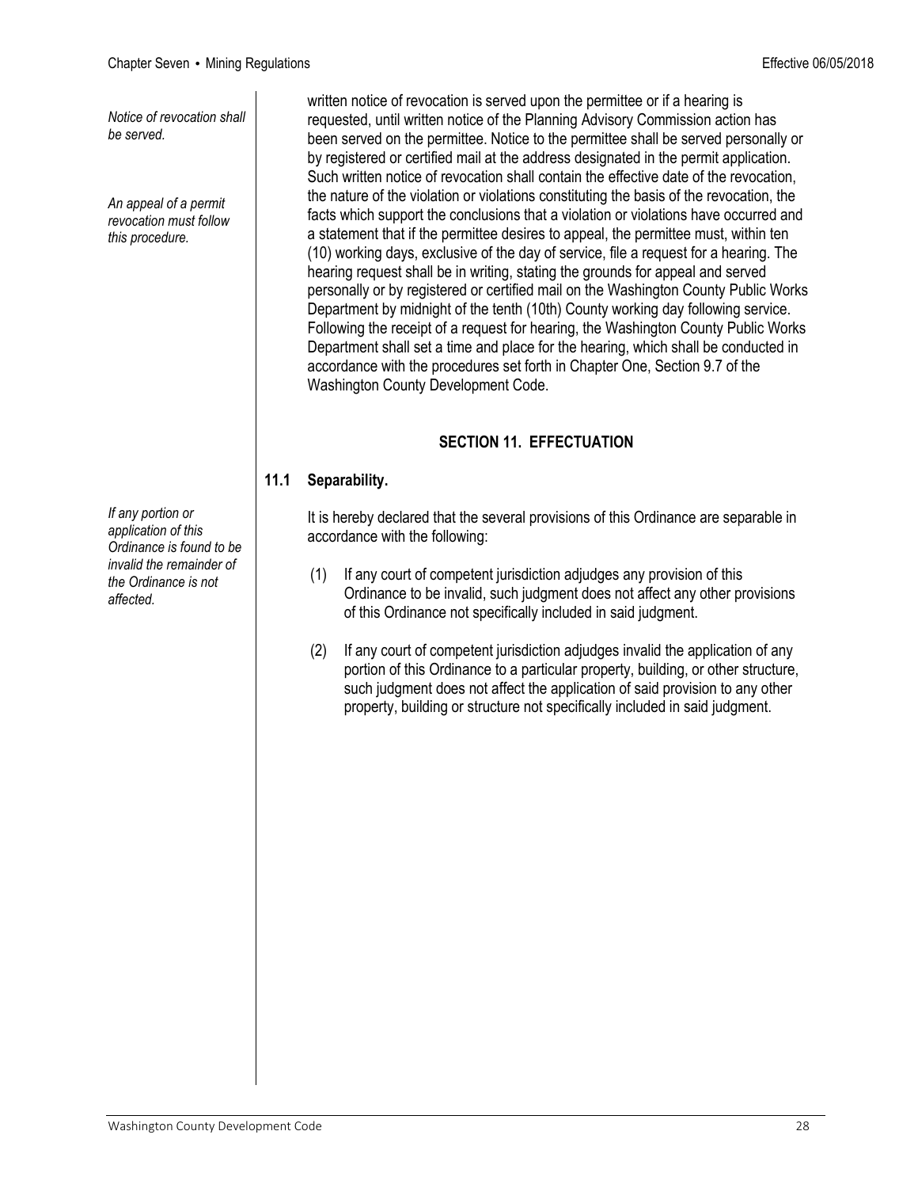*Notice of revocation shall be served.*

*An appeal of a permit revocation must follow this procedure.*

written notice of revocation is served upon the permittee or if a hearing is requested, until written notice of the Planning Advisory Commission action has been served on the permittee. Notice to the permittee shall be served personally or by registered or certified mail at the address designated in the permit application. Such written notice of revocation shall contain the effective date of the revocation, the nature of the violation or violations constituting the basis of the revocation, the facts which support the conclusions that a violation or violations have occurred and a statement that if the permittee desires to appeal, the permittee must, within ten (10) working days, exclusive of the day of service, file a request for a hearing. The hearing request shall be in writing, stating the grounds for appeal and served personally or by registered or certified mail on the Washington County Public Works Department by midnight of the tenth (10th) County working day following service. Following the receipt of a request for hearing, the Washington County Public Works Department shall set a time and place for the hearing, which shall be conducted in accordance with the procedures set forth in Chapter One, Section 9.7 of the Washington County Development Code.

## SECTION 11. EFFECTUATION

### 11.1 Separability.

*If any portion or application of this Ordinance is found to be invalid the remainder of the Ordinance is not affected.*

It is hereby declared that the several provisions of this Ordinance are separable in accordance with the following:

(1) If any court of competent jurisdiction adjudges any provision of this Ordinance to be invalid, such judgment does not affect any other provisions of this Ordinance not specifically included in said judgment.

(2) If any court of competent jurisdiction adjudges invalid the application of any portion of this Ordinance to a particular property, building, or other structure, such judgment does not affect the application of said provision to any other property, building or structure not specifically included in said judgment.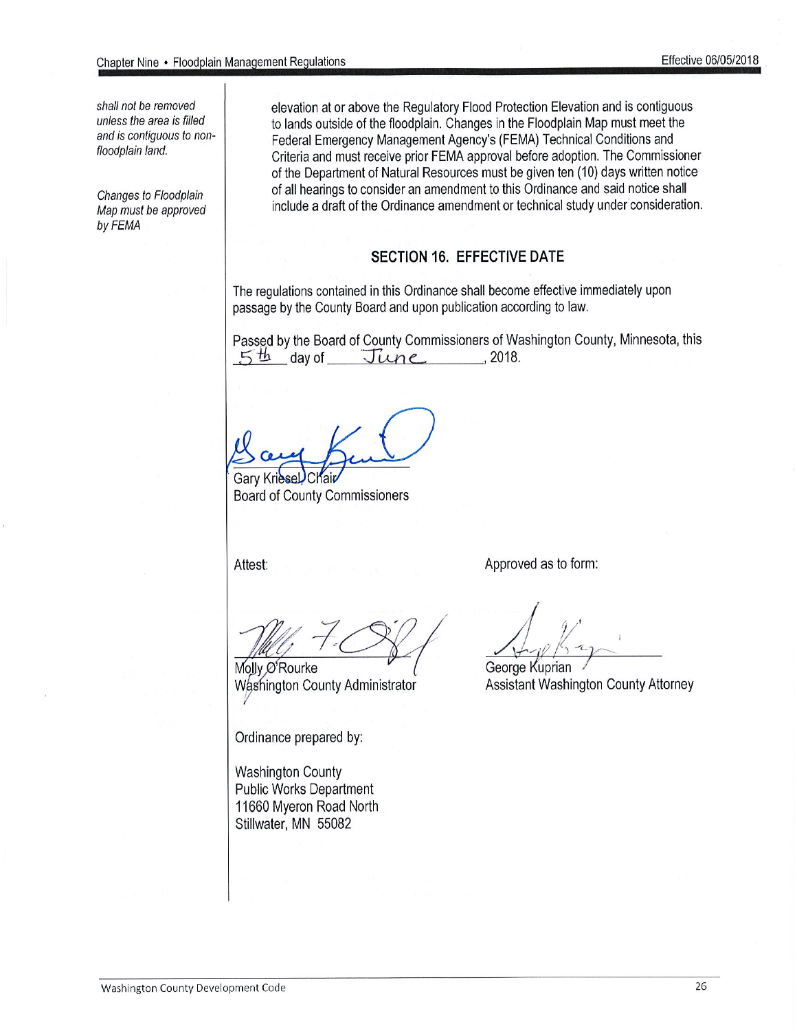*shall not be removed unless the area is filled and is contiguous to non-floodplain land.*

*Changes to Floodplain Map must be approved by FEMA*

elevation at or above the Regulatory Flood Protection Elevation and is contiguous to lands outside of the floodplain. Changes in the Floodplain Map must meet the Federal Emergency Management Agency's (FEMA) Technical Conditions and Criteria and must receive prior FEMA approval before adoption. The Commissioner of the Department of Natural Resources must be given ten (10) days written notice of all hearings to consider an amendment to this Ordinance and said notice shall include a draft of the Ordinance amendment or technical study under consideration.

## SECTION 16. EFFECTIVE DATE

The regulations contained in this Ordinance shall become effective immediately upon passage by the County Board and upon publication according to law.

Passed by the Board of County Commissioners of Washington County, Minnesota, this 5th day of June, 2018.

Gary Kriesel, Chair
Board of County Commissioners

Attest:

Molly O'Rourke
Washington County Administrator

Approved as to form:

George Kuprian
Assistant Washington County Attorney

Ordinance prepared by:

Washington County
Public Works Department
11660 Myeron Road North
Stillwater, MN 55082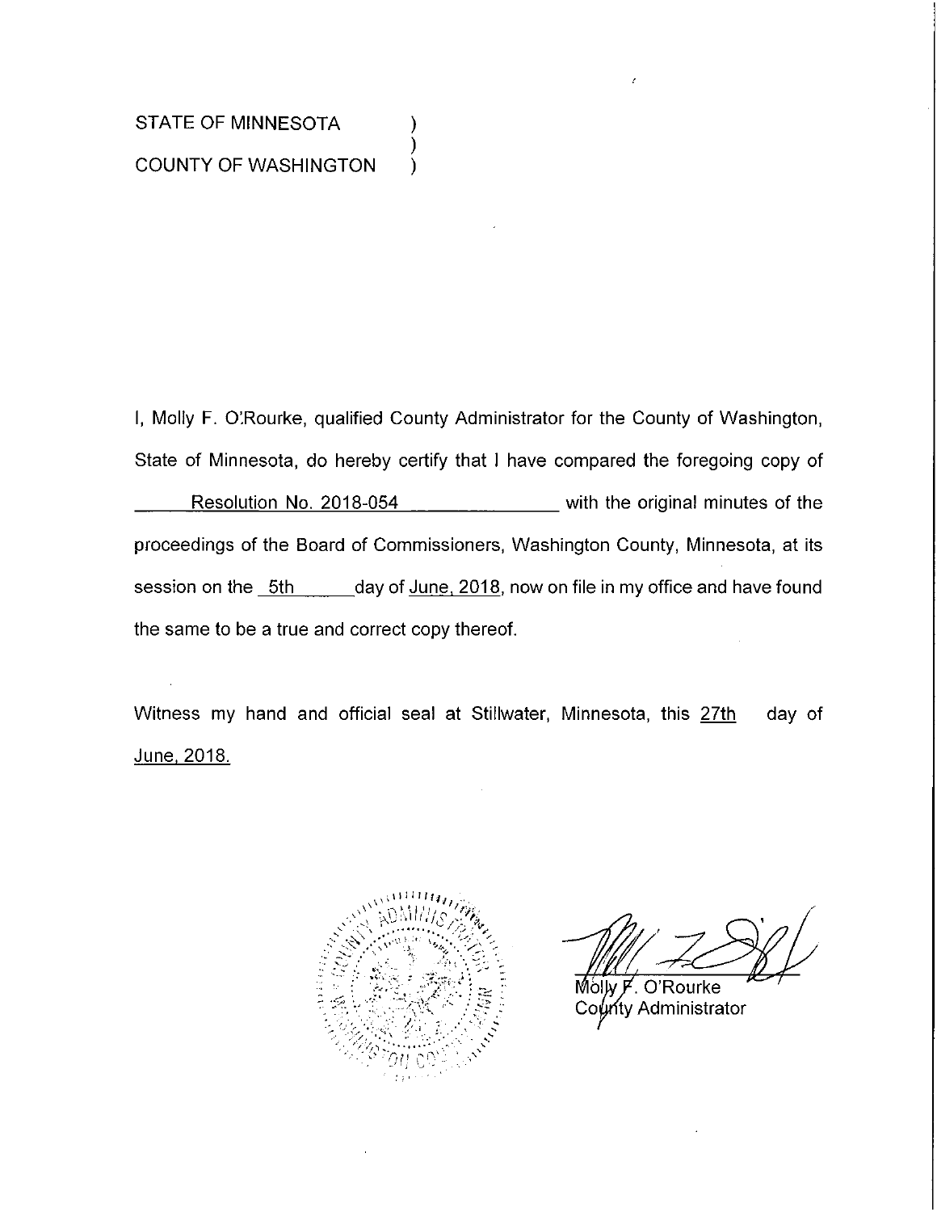STATE OF MINNESOTA )
 )
COUNTY OF WASHINGTON )

I, Molly F. O'Rourke, qualified County Administrator for the County of Washington, State of Minnesota, do hereby certify that I have compared the foregoing copy of Resolution No. 2018-054 with the original minutes of the proceedings of the Board of Commissioners, Washington County, Minnesota, at its session on the 5th day of June, 2018, now on file in my office and have found the same to be a true and correct copy thereof.

Witness my hand and official seal at Stillwater, Minnesota, this 27th day of June, 2018.

Molly F. O'Rourke
County Administrator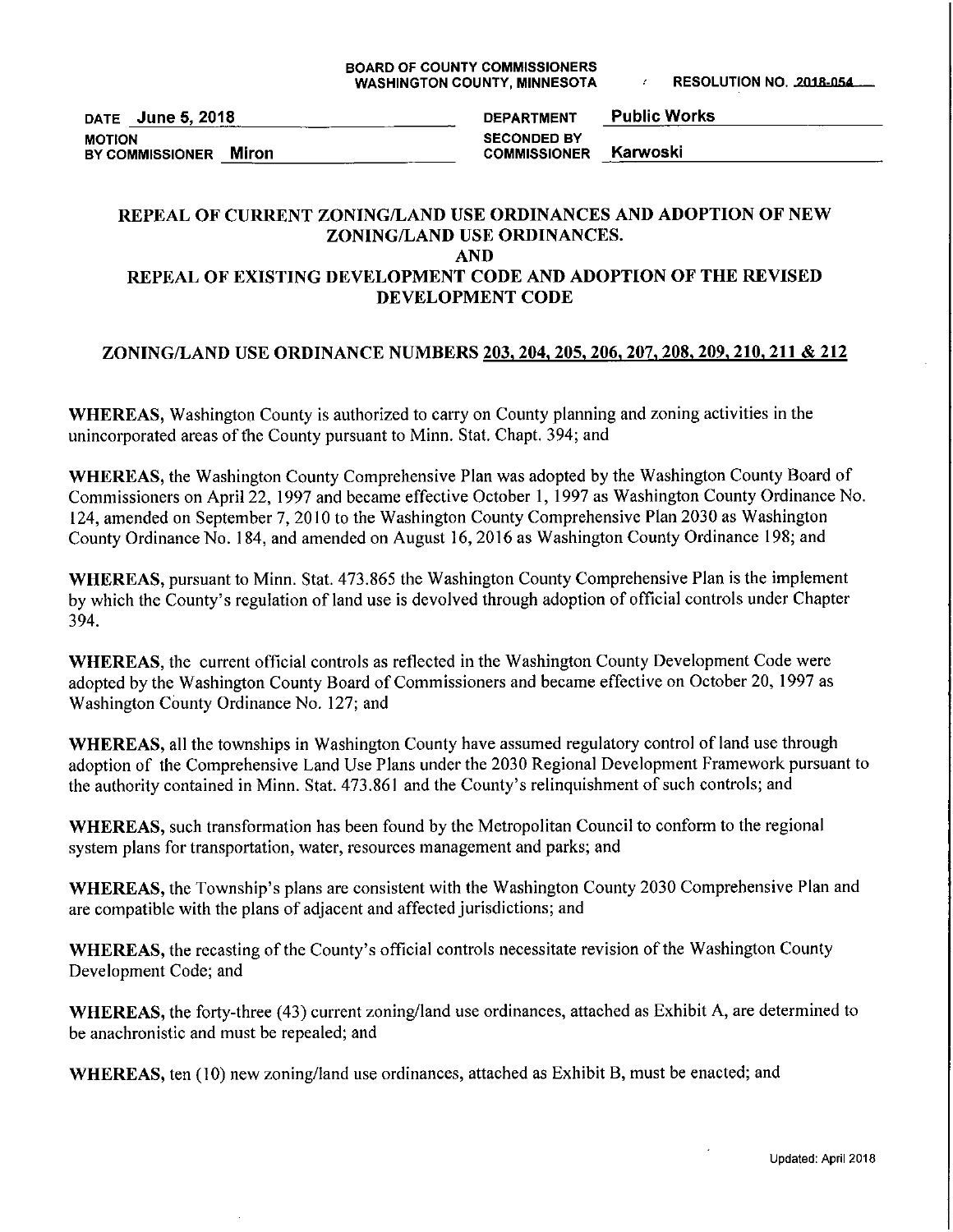BOARD OF COUNTY COMMISSIONERS
WASHINGTON COUNTY, MINNESOTA

RESOLUTION NO. 2018-054

DATE **June 5, 2018**

DEPARTMENT **Public Works**

MOTION BY COMMISSIONER **Miron**

SECONDED BY COMMISSIONER **Karwoski**

# REPEAL OF CURRENT ZONING/LAND USE ORDINANCES AND ADOPTION OF NEW ZONING/LAND USE ORDINANCES. AND REPEAL OF EXISTING DEVELOPMENT CODE AND ADOPTION OF THE REVISED DEVELOPMENT CODE

## ZONING/LAND USE ORDINANCE NUMBERS 203, 204, 205, 206, 207, 208, 209, 210, 211 & 212

**WHEREAS,** Washington County is authorized to carry on County planning and zoning activities in the unincorporated areas of the County pursuant to Minn. Stat. Chapt. 394; and

**WHEREAS,** the Washington County Comprehensive Plan was adopted by the Washington County Board of Commissioners on April 22, 1997 and became effective October 1, 1997 as Washington County Ordinance No. 124, amended on September 7, 2010 to the Washington County Comprehensive Plan 2030 as Washington County Ordinance No. 184, and amended on August 16, 2016 as Washington County Ordinance 198; and

**WHEREAS,** pursuant to Minn. Stat. 473.865 the Washington County Comprehensive Plan is the implement by which the County's regulation of land use is devolved through adoption of official controls under Chapter 394.

**WHEREAS,** the current official controls as reflected in the Washington County Development Code were adopted by the Washington County Board of Commissioners and became effective on October 20, 1997 as Washington County Ordinance No. 127; and

**WHEREAS,** all the townships in Washington County have assumed regulatory control of land use through adoption of the Comprehensive Land Use Plans under the 2030 Regional Development Framework pursuant to the authority contained in Minn. Stat. 473.861 and the County's relinquishment of such controls; and

**WHEREAS,** such transformation has been found by the Metropolitan Council to conform to the regional system plans for transportation, water, resources management and parks; and

**WHEREAS,** the Township's plans are consistent with the Washington County 2030 Comprehensive Plan and are compatible with the plans of adjacent and affected jurisdictions; and

**WHEREAS,** the recasting of the County's official controls necessitate revision of the Washington County Development Code; and

**WHEREAS,** the forty-three (43) current zoning/land use ordinances, attached as Exhibit A, are determined to be anachronistic and must be repealed; and

**WHEREAS,** ten (10) new zoning/land use ordinances, attached as Exhibit B, must be enacted; and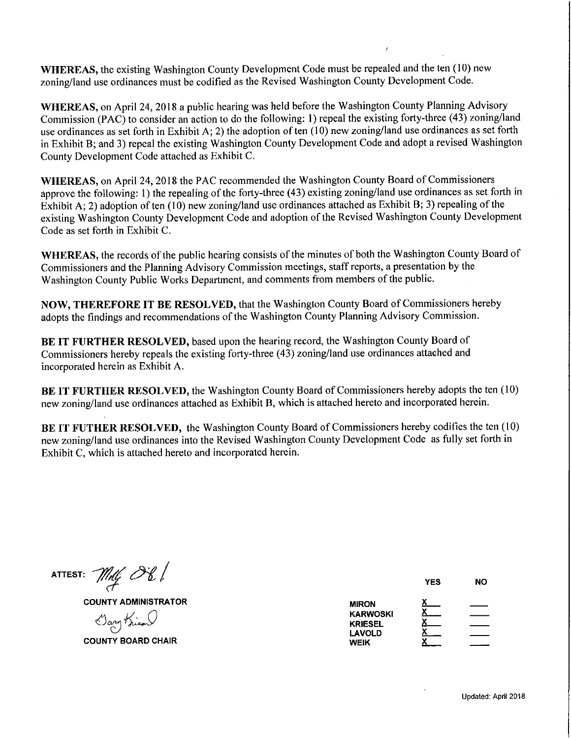**WHEREAS,** the existing Washington County Development Code must be repealed and the ten (10) new zoning/land use ordinances must be codified as the Revised Washington County Development Code.

**WHEREAS,** on April 24, 2018 a public hearing was held before the Washington County Planning Advisory Commission (PAC) to consider an action to do the following: 1) repeal the existing forty-three (43) zoning/land use ordinances as set forth in Exhibit A; 2) the adoption of ten (10) new zoning/land use ordinances as set forth in Exhibit B; and 3) repeal the existing Washington County Development Code and adopt a revised Washington County Development Code attached as Exhibit C.

**WHEREAS,** on April 24, 2018 the PAC recommended the Washington County Board of Commissioners approve the following: 1) the repealing of the forty-three (43) existing zoning/land use ordinances as set forth in Exhibit A; 2) adoption of ten (10) new zoning/land use ordinances attached as Exhibit B; 3) repealing of the existing Washington County Development Code and adoption of the Revised Washington County Development Code as set forth in Exhibit C.

**WHEREAS,** the records of the public hearing consists of the minutes of both the Washington County Board of Commissioners and the Planning Advisory Commission meetings, staff reports, a presentation by the Washington County Public Works Department, and comments from members of the public.

**NOW, THEREFORE IT BE RESOLVED,** that the Washington County Board of Commissioners hereby adopts the findings and recommendations of the Washington County Planning Advisory Commission.

**BE IT FURTHER RESOLVED,** based upon the hearing record, the Washington County Board of Commissioners hereby repeals the existing forty-three (43) zoning/land use ordinances attached and incorporated herein as Exhibit A.

**BE IT FURTHER RESOLVED,** the Washington County Board of Commissioners hereby adopts the ten (10) new zoning/land use ordinances attached as Exhibit B, which is attached hereto and incorporated herein.

**BE IT FUTHER RESOLVED,** the Washington County Board of Commissioners hereby codifies the ten (10) new zoning/land use ordinances into the Revised Washington County Development Code as fully set forth in Exhibit C, which is attached hereto and incorporated herein.

ATTEST: *[signature]*

**COUNTY ADMINISTRATOR**

*[signature]*

**COUNTY BOARD CHAIR**

| | YES | NO |
|---|---|---|
| **MIRON** | X | |
| **KARWOSKI** | X | |
| **KRIESEL** | X | |
| **LAVOLD** | X | |
| **WEIK** | X | |

Updated: April 2018